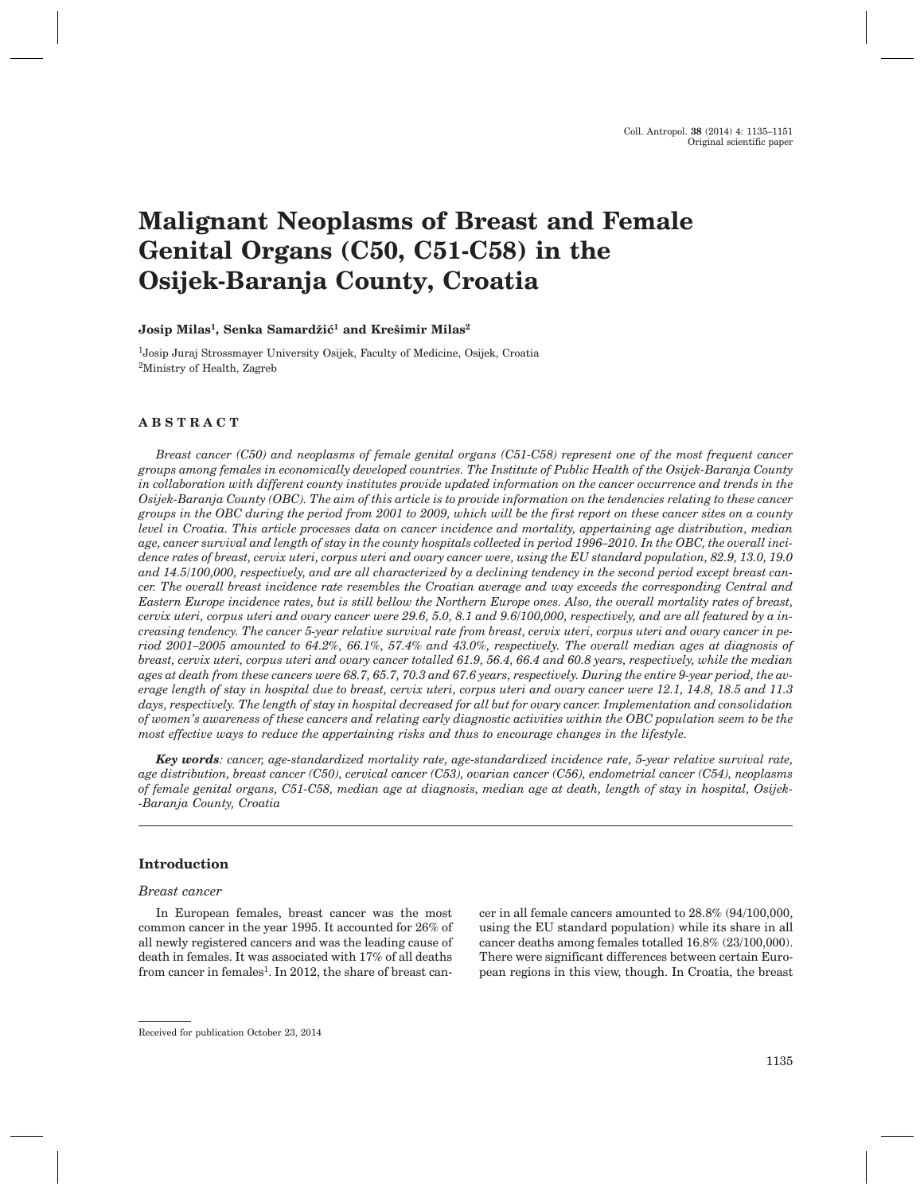Original scientific paper

# Malignant Neoplasms of Breast and Female Genital Organs (C50, C51-C58) in the Osijek-Baranja County, Croatia

**Josip Milas[1], Senka Samardžić[1] and Krešimir Milas[2]**

[1] Josip Juraj Strossmayer University Osijek, Faculty of Medicine, Osijek, Croatia
[2] Ministry of Health, Zagreb

## ABSTRACT

*Breast cancer (C50) and neoplasms of female genital organs (C51-C58) represent one of the most frequent cancer groups among females in economically developed countries. The Institute of Public Health of the Osijek-Baranja County in collaboration with different county institutes provide updated information on the cancer occurrence and trends in the Osijek-Baranja County (OBC). The aim of this article is to provide information on the tendencies relating to these cancer groups in the OBC during the period from 2001 to 2009, which will be the first report on these cancer sites on a county level in Croatia. This article processes data on cancer incidence and mortality, appertaining age distribution, median age, cancer survival and length of stay in the county hospitals collected in period 1996–2010. In the OBC, the overall incidence rates of breast, cervix uteri, corpus uteri and ovary cancer were, using the EU standard population, 82.9, 13.0, 19.0 and 14.5/100,000, respectively, and are all characterized by a declining tendency in the second period except breast cancer. The overall breast incidence rate resembles the Croatian average and way exceeds the corresponding Central and Eastern Europe incidence rates, but is still bellow the Northern Europe ones. Also, the overall mortality rates of breast, cervix uteri, corpus uteri and ovary cancer were 29.6, 5.0, 8.1 and 9.6/100,000, respectively, and are all featured by a increasing tendency. The cancer 5-year relative survival rate from breast, cervix uteri, corpus uteri and ovary cancer in period 2001–2005 amounted to 64.2%, 66.1%, 57.4% and 43.0%, respectively. The overall median ages at diagnosis of breast, cervix uteri, corpus uteri and ovary cancer totalled 61.9, 56.4, 66.4 and 60.8 years, respectively, while the median ages at death from these cancers were 68.7, 65.7, 70.3 and 67.6 years, respectively. During the entire 9-year period, the average length of stay in hospital due to breast, cervix uteri, corpus uteri and ovary cancer were 12.1, 14.8, 18.5 and 11.3 days, respectively. The length of stay in hospital decreased for all but for ovary cancer. Implementation and consolidation of women's awareness of these cancers and relating early diagnostic activities within the OBC population seem to be the most effective ways to reduce the appertaining risks and thus to encourage changes in the lifestyle.*

***Key words**: cancer, age-standardized mortality rate, age-standardized incidence rate, 5-year relative survival rate, age distribution, breast cancer (C50), cervical cancer (C53), ovarian cancer (C56), endometrial cancer (C54), neoplasms of female genital organs, C51-C58, median age at diagnosis, median age at death, length of stay in hospital, Osijek-Baranja County, Croatia*

## Introduction

### Breast cancer

In European females, breast cancer was the most common cancer in the year 1995. It accounted for 26% of all newly registered cancers and was the leading cause of death in females. It was associated with 17% of all deaths from cancer in females[1]. In 2012, the share of breast cancer in all female cancers amounted to 28.8% (94/100,000, using the EU standard population) while its share in all cancer deaths among females totalled 16.8% (23/100,000). There were significant differences between certain European regions in this view, though. In Croatia, the breast

Received for publication October 23, 2014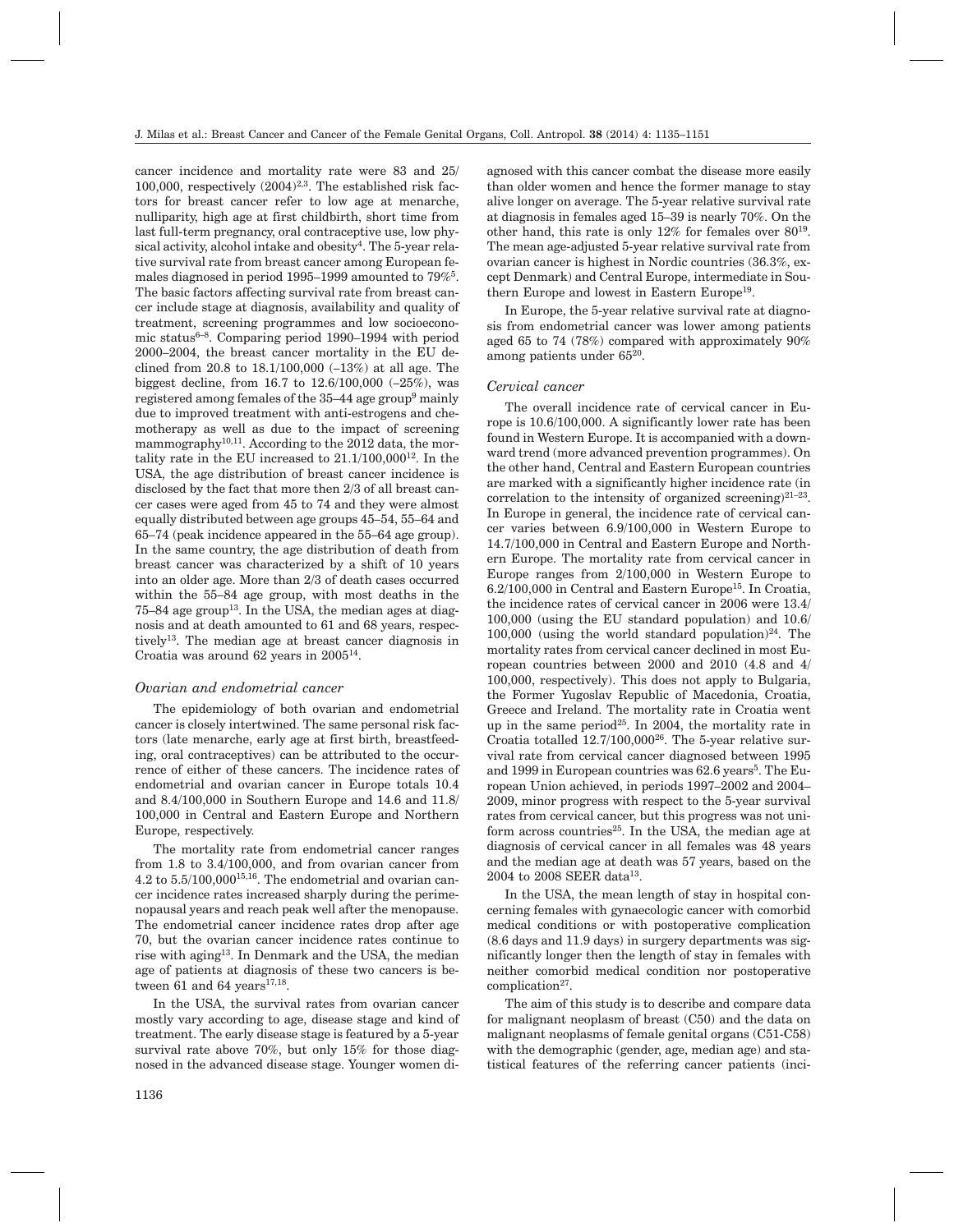cancer incidence and mortality rate were 83 and 25/100,000, respectively (2004)[2,3]. The established risk factors for breast cancer refer to low age at menarche, nulliparity, high age at first childbirth, short time from last full-term pregnancy, oral contraceptive use, low physical activity, alcohol intake and obesity[4]. The 5-year relative survival rate from breast cancer among European females diagnosed in period 1995–1999 amounted to 79%[5]. The basic factors affecting survival rate from breast cancer include stage at diagnosis, availability and quality of treatment, screening programmes and low socioeconomic status[6–8]. Comparing period 1990–1994 with period 2000–2004, the breast cancer mortality in the EU declined from 20.8 to 18.1/100,000 (–13%) at all age. The biggest decline, from 16.7 to 12.6/100,000 (–25%), was registered among females of the 35–44 age group[9] mainly due to improved treatment with anti-estrogens and chemotherapy as well as due to the impact of screening mammography[10,11]. According to the 2012 data, the mortality rate in the EU increased to 21.1/100,000[12]. In the USA, the age distribution of breast cancer incidence is disclosed by the fact that more then 2/3 of all breast cancer cases were aged from 45 to 74 and they were almost equally distributed between age groups 45–54, 55–64 and 65–74 (peak incidence appeared in the 55–64 age group). In the same country, the age distribution of death from breast cancer was characterized by a shift of 10 years into an older age. More than 2/3 of death cases occurred within the 55–84 age group, with most deaths in the 75–84 age group[13]. In the USA, the median ages at diagnosis and at death amounted to 61 and 68 years, respectively[13]. The median age at breast cancer diagnosis in Croatia was around 62 years in 2005[14].

### *Ovarian and endometrial cancer*

The epidemiology of both ovarian and endometrial cancer is closely intertwined. The same personal risk factors (late menarche, early age at first birth, breastfeeding, oral contraceptives) can be attributed to the occurrence of either of these cancers. The incidence rates of endometrial and ovarian cancer in Europe totals 10.4 and 8.4/100,000 in Southern Europe and 14.6 and 11.8/100,000 in Central and Eastern Europe and Northern Europe, respectively.

The mortality rate from endometrial cancer ranges from 1.8 to 3.4/100,000, and from ovarian cancer from 4.2 to 5.5/100,000[15,16]. The endometrial and ovarian cancer incidence rates increased sharply during the perimenopausal years and reach peak well after the menopause. The endometrial cancer incidence rates drop after age 70, but the ovarian cancer incidence rates continue to rise with aging[13]. In Denmark and the USA, the median age of patients at diagnosis of these two cancers is between 61 and 64 years[17,18].

In the USA, the survival rates from ovarian cancer mostly vary according to age, disease stage and kind of treatment. The early disease stage is featured by a 5-year survival rate above 70%, but only 15% for those diagnosed in the advanced disease stage. Younger women diagnosed with this cancer combat the disease more easily than older women and hence the former manage to stay alive longer on average. The 5-year relative survival rate at diagnosis in females aged 15–39 is nearly 70%. On the other hand, this rate is only 12% for females over 80[19]. The mean age-adjusted 5-year relative survival rate from ovarian cancer is highest in Nordic countries (36.3%, except Denmark) and Central Europe, intermediate in Southern Europe and lowest in Eastern Europe[19].

In Europe, the 5-year relative survival rate at diagnosis from endometrial cancer was lower among patients aged 65 to 74 (78%) compared with approximately 90% among patients under 65[20].

### *Cervical cancer*

The overall incidence rate of cervical cancer in Europe is 10.6/100,000. A significantly lower rate has been found in Western Europe. It is accompanied with a downward trend (more advanced prevention programmes). On the other hand, Central and Eastern European countries are marked with a significantly higher incidence rate (in correlation to the intensity of organized screening)[21–23]. In Europe in general, the incidence rate of cervical cancer varies between 6.9/100,000 in Western Europe to 14.7/100,000 in Central and Eastern Europe and Northern Europe. The mortality rate from cervical cancer in Europe ranges from 2/100,000 in Western Europe to 6.2/100,000 in Central and Eastern Europe[15]. In Croatia, the incidence rates of cervical cancer in 2006 were 13.4/100,000 (using the EU standard population) and 10.6/100,000 (using the world standard population)[24]. The mortality rates from cervical cancer declined in most European countries between 2000 and 2010 (4.8 and 4/100,000, respectively). This does not apply to Bulgaria, the Former Yugoslav Republic of Macedonia, Croatia, Greece and Ireland. The mortality rate in Croatia went up in the same period[25]. In 2004, the mortality rate in Croatia totalled 12.7/100,000[26]. The 5-year relative survival rate from cervical cancer diagnosed between 1995 and 1999 in European countries was 62.6 years[5]. The European Union achieved, in periods 1997–2002 and 2004–2009, minor progress with respect to the 5-year survival rates from cervical cancer, but this progress was not uniform across countries[25]. In the USA, the median age at diagnosis of cervical cancer in all females was 48 years and the median age at death was 57 years, based on the 2004 to 2008 SEER data[13].

In the USA, the mean length of stay in hospital concerning females with gynaecologic cancer with comorbid medical conditions or with postoperative complication (8.6 days and 11.9 days) in surgery departments was significantly longer then the length of stay in females with neither comorbid medical condition nor postoperative complication[27].

The aim of this study is to describe and compare data for malignant neoplasm of breast (C50) and the data on malignant neoplasms of female genital organs (C51-C58) with the demographic (gender, age, median age) and statistical features of the referring cancer patients (inci-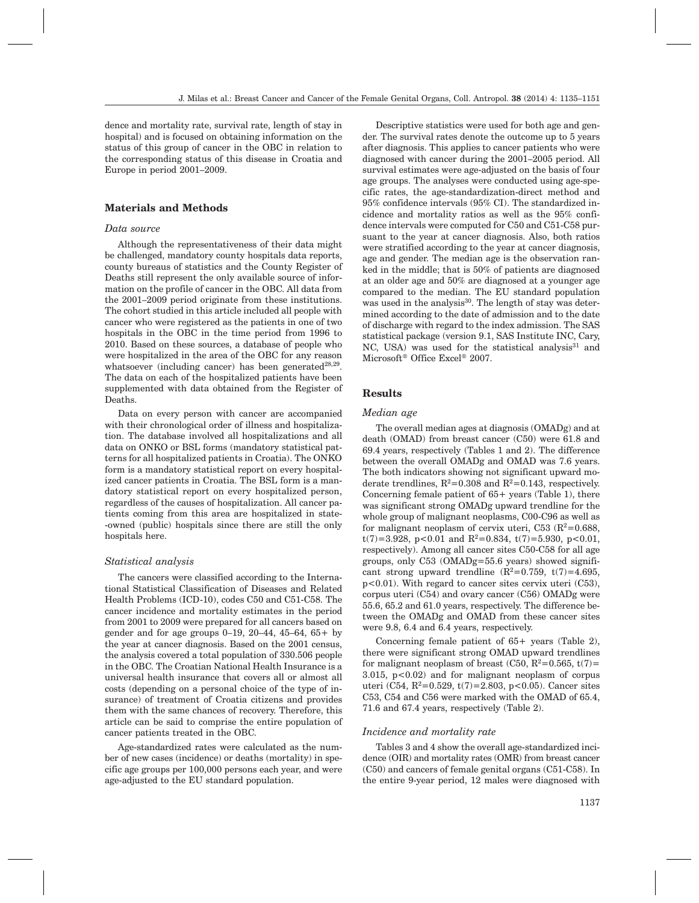dence and mortality rate, survival rate, length of stay in hospital) and is focused on obtaining information on the status of this group of cancer in the OBC in relation to the corresponding status of this disease in Croatia and Europe in period 2001–2009.

## Materials and Methods

### *Data source*

Although the representativeness of their data might be challenged, mandatory county hospitals data reports, county bureaus of statistics and the County Register of Deaths still represent the only available source of information on the profile of cancer in the OBC. All data from the 2001–2009 period originate from these institutions. The cohort studied in this article included all people with cancer who were registered as the patients in one of two hospitals in the OBC in the time period from 1996 to 2010. Based on these sources, a database of people who were hospitalized in the area of the OBC for any reason whatsoever (including cancer) has been generated[28,29]. The data on each of the hospitalized patients have been supplemented with data obtained from the Register of Deaths.

Data on every person with cancer are accompanied with their chronological order of illness and hospitalization. The database involved all hospitalizations and all data on ONKO or BSL forms (mandatory statistical patterns for all hospitalized patients in Croatia). The ONKO form is a mandatory statistical report on every hospitalized cancer patients in Croatia. The BSL form is a mandatory statistical report on every hospitalized person, regardless of the causes of hospitalization. All cancer patients coming from this area are hospitalized in state-owned (public) hospitals since there are still the only hospitals here.

### *Statistical analysis*

The cancers were classified according to the International Statistical Classification of Diseases and Related Health Problems (ICD-10), codes C50 and C51-C58. The cancer incidence and mortality estimates in the period from 2001 to 2009 were prepared for all cancers based on gender and for age groups 0–19, 20–44, 45–64, 65+ by the year at cancer diagnosis. Based on the 2001 census, the analysis covered a total population of 330.506 people in the OBC. The Croatian National Health Insurance is a universal health insurance that covers all or almost all costs (depending on a personal choice of the type of insurance) of treatment of Croatia citizens and provides them with the same chances of recovery. Therefore, this article can be said to comprise the entire population of cancer patients treated in the OBC.

Age-standardized rates were calculated as the number of new cases (incidence) or deaths (mortality) in specific age groups per 100,000 persons each year, and were age-adjusted to the EU standard population.

Descriptive statistics were used for both age and gender. The survival rates denote the outcome up to 5 years after diagnosis. This applies to cancer patients who were diagnosed with cancer during the 2001–2005 period. All survival estimates were age-adjusted on the basis of four age groups. The analyses were conducted using age-specific rates, the age-standardization-direct method and 95% confidence intervals (95% CI). The standardized incidence and mortality ratios as well as the 95% confidence intervals were computed for C50 and C51-C58 pursuant to the year at cancer diagnosis. Also, both ratios were stratified according to the year at cancer diagnosis, age and gender. The median age is the observation ranked in the middle; that is 50% of patients are diagnosed at an older age and 50% are diagnosed at a younger age compared to the median. The EU standard population was used in the analysis[30]. The length of stay was determined according to the date of admission and to the date of discharge with regard to the index admission. The SAS statistical package (version 9.1, SAS Institute INC, Cary, NC, USA) was used for the statistical analysis[31] and Microsoft® Office Excel® 2007.

## Results

### *Median age*

The overall median ages at diagnosis (OMADg) and at death (OMAD) from breast cancer (C50) were 61.8 and 69.4 years, respectively (Tables 1 and 2). The difference between the overall OMADg and OMAD was 7.6 years. The both indicators showing not significant upward moderate trendlines, $R^2=0.308$ and $R^2=0.143$, respectively. Concerning female patient of 65+ years (Table 1), there was significant strong OMADg upward trendline for the whole group of malignant neoplasms, C00-C96 as well as for malignant neoplasm of cervix uteri, C53 ($R^2=0.688$, $t(7)=3.928$, $p<0.01$ and $R^2=0.834$, $t(7)=5.930$, $p<0.01$, respectively). Among all cancer sites C50-C58 for all age groups, only C53 (OMADg=55.6 years) showed significant strong upward trendline ($R^2=0.759$, $t(7)=4.695$, $p<0.01$). With regard to cancer sites cervix uteri (C53), corpus uteri (C54) and ovary cancer (C56) OMADg were 55.6, 65.2 and 61.0 years, respectively. The difference between the OMADg and OMAD from these cancer sites were 9.8, 6.4 and 6.4 years, respectively.

Concerning female patient of 65+ years (Table 2), there were significant strong OMAD upward trendlines for malignant neoplasm of breast (C50, $R^2=0.565$, $t(7)=3.015$, $p<0.02$) and for malignant neoplasm of corpus uteri (C54, $R^2=0.529$, $t(7)=2.803$, $p<0.05$). Cancer sites C53, C54 and C56 were marked with the OMAD of 65.4, 71.6 and 67.4 years, respectively (Table 2).

### *Incidence and mortality rate*

Tables 3 and 4 show the overall age-standardized incidence (OIR) and mortality rates (OMR) from breast cancer (C50) and cancers of female genital organs (C51-C58). In the entire 9-year period, 12 males were diagnosed with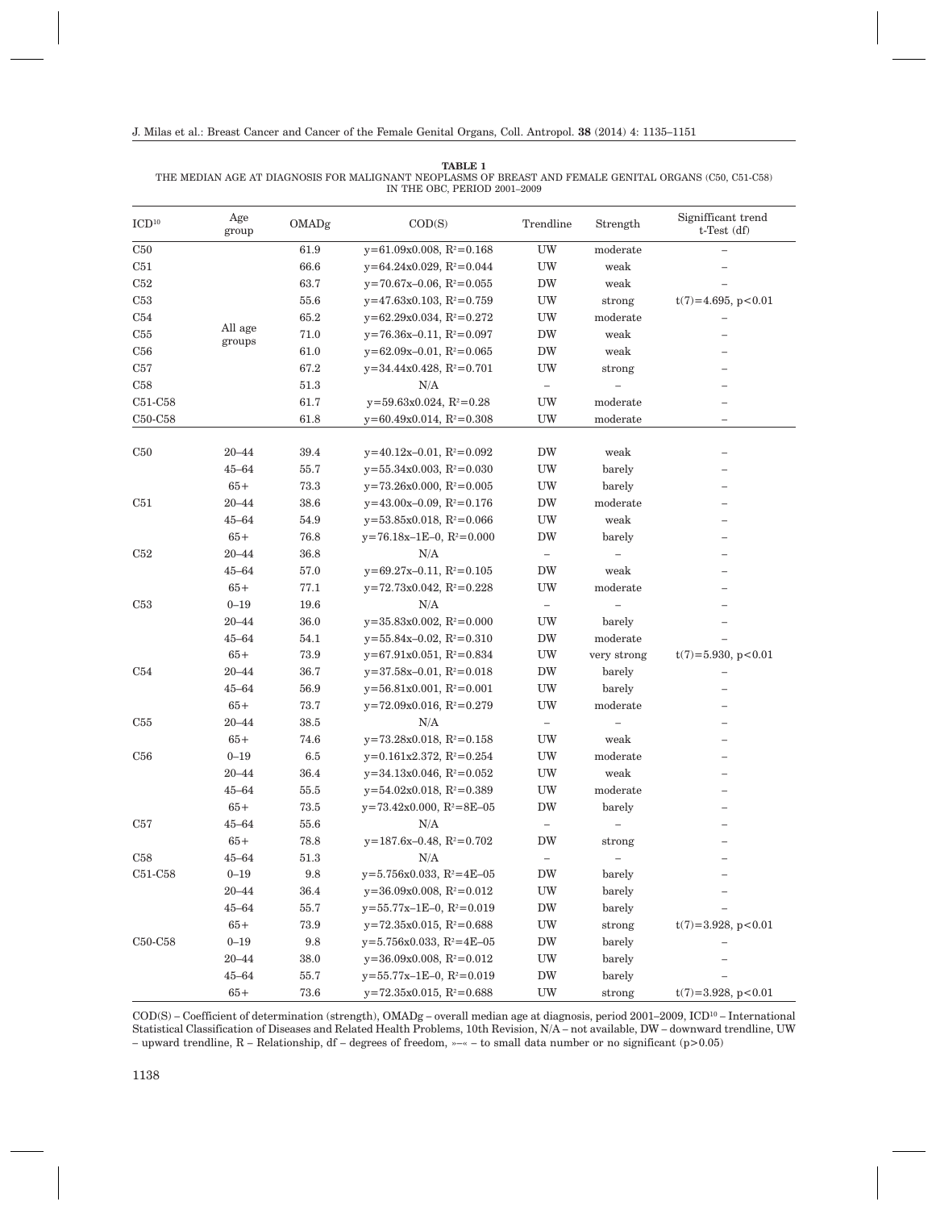**TABLE 1**
THE MEDIAN AGE AT DIAGNOSIS FOR MALIGNANT NEOPLASMS OF BREAST AND FEMALE GENITAL ORGANS (C50, C51-C58) IN THE OBC, PERIOD 2001–2009

| $ICD^{10}$ | Age group | OMADg | COD(S) | Trendline | Strength | Signifficant trend t-Test (df) |
|---|---|---|---|---|---|---|
| C50 | All age groups | 61.9 | $y=61.09x^{0.008}$, $R^2=0.168$ | UW | moderate | – |
| C51 | | 66.6 | $y=64.24x^{0.029}$, $R^2=0.044$ | UW | weak | – |
| C52 | | 63.7 | $y=70.67x^{-0.06}$, $R^2=0.055$ | DW | weak | – |
| C53 | | 55.6 | $y=47.63x^{0.103}$, $R^2=0.759$ | UW | strong | $t(7)=4.695$, $p<0.01$ |
| C54 | | 65.2 | $y=62.29x^{0.034}$, $R^2=0.272$ | UW | moderate | – |
| C55 | | 71.0 | $y=76.36x^{-0.11}$, $R^2=0.097$ | DW | weak | – |
| C56 | | 61.0 | $y=62.09x^{-0.01}$, $R^2=0.065$ | DW | weak | – |
| C57 | | 67.2 | $y=34.44x^{0.428}$, $R^2=0.701$ | UW | strong | – |
| C58 | | 51.3 | N/A | – | – | – |
| C51-C58 | | 61.7 | $y=59.63x^{0.024}$, $R^2=0.28$ | UW | moderate | – |
| C50-C58 | | 61.8 | $y=60.49x^{0.014}$, $R^2=0.308$ | UW | moderate | – |
| C50 | 20–44 | 39.4 | $y=40.12x^{-0.01}$, $R^2=0.092$ | DW | weak | – |
| | 45–64 | 55.7 | $y=55.34x^{0.003}$, $R^2=0.030$ | UW | barely | – |
| | 65+ | 73.3 | $y=73.26x^{0.000}$, $R^2=0.005$ | UW | barely | – |
| C51 | 20–44 | 38.6 | $y=43.00x^{-0.09}$, $R^2=0.176$ | DW | moderate | – |
| | 45–64 | 54.9 | $y=53.85x^{0.018}$, $R^2=0.066$ | UW | weak | – |
| | 65+ | 76.8 | $y=76.18x^{-1E-0}$, $R^2=0.000$ | DW | barely | – |
| C52 | 20–44 | 36.8 | N/A | – | – | – |
| | 45–64 | 57.0 | $y=69.27x^{-0.11}$, $R^2=0.105$ | DW | weak | – |
| | 65+ | 77.1 | $y=72.73x^{0.042}$, $R^2=0.228$ | UW | moderate | – |
| C53 | 0–19 | 19.6 | N/A | – | – | – |
| | 20–44 | 36.0 | $y=35.83x^{0.002}$, $R^2=0.000$ | UW | barely | – |
| | 45–64 | 54.1 | $y=55.84x^{-0.02}$, $R^2=0.310$ | DW | moderate | – |
| | 65+ | 73.9 | $y=67.91x^{0.051}$, $R^2=0.834$ | UW | very strong | $t(7)=5.930$, $p<0.01$ |
| C54 | 20–44 | 36.7 | $y=37.58x^{-0.01}$, $R^2=0.018$ | DW | barely | – |
| | 45–64 | 56.9 | $y=56.81x^{0.001}$, $R^2=0.001$ | UW | barely | – |
| | 65+ | 73.7 | $y=72.09x^{0.016}$, $R^2=0.279$ | UW | moderate | – |
| C55 | 20–44 | 38.5 | N/A | – | – | – |
| | 65+ | 74.6 | $y=73.28x^{0.018}$, $R^2=0.158$ | UW | weak | – |
| C56 | 0–19 | 6.5 | $y=0.161x^{2.372}$, $R^2=0.254$ | UW | moderate | – |
| | 20–44 | 36.4 | $y=34.13x^{0.046}$, $R^2=0.052$ | UW | weak | – |
| | 45–64 | 55.5 | $y=54.02x^{0.018}$, $R^2=0.389$ | UW | moderate | – |
| | 65+ | 73.5 | $y=73.42x^{0.000}$, $R^2=8E–05$ | DW | barely | – |
| C57 | 45–64 | 55.6 | N/A | – | – | – |
| | 65+ | 78.8 | $y=187.6x^{-0.48}$, $R^2=0.702$ | DW | strong | – |
| C58 | 45–64 | 51.3 | N/A | – | – | – |
| C51-C58 | 0–19 | 9.8 | $y=5.756x^{0.033}$, $R^2=4E–05$ | DW | barely | – |
| | 20–44 | 36.4 | $y=36.09x^{0.008}$, $R^2=0.012$ | UW | barely | – |
| | 45–64 | 55.7 | $y=55.77x^{-1E-0}$, $R^2=0.019$ | DW | barely | – |
| | 65+ | 73.9 | $y=72.35x^{0.015}$, $R^2=0.688$ | UW | strong | $t(7)=3.928$, $p<0.01$ |
| C50-C58 | 0–19 | 9.8 | $y=5.756x^{0.033}$, $R^2=4E–05$ | DW | barely | – |
| | 20–44 | 38.0 | $y=36.09x^{0.008}$, $R^2=0.012$ | UW | barely | – |
| | 45–64 | 55.7 | $y=55.77x^{-1E-0}$, $R^2=0.019$ | DW | barely | – |
| | 65+ | 73.6 | $y=72.35x^{0.015}$, $R^2=0.688$ | UW | strong | $t(7)=3.928$, $p<0.01$ |

COD(S) – Coefficient of determination (strength), OMADg – overall median age at diagnosis, period 2001–2009, $ICD^{10}$ – International Statistical Classification of Diseases and Related Health Problems, 10th Revision, N/A – not available, DW – downward trendline, UW – upward trendline, R – Relationship, df – degrees of freedom, »–« – to small data number or no significant ($p>0.05$)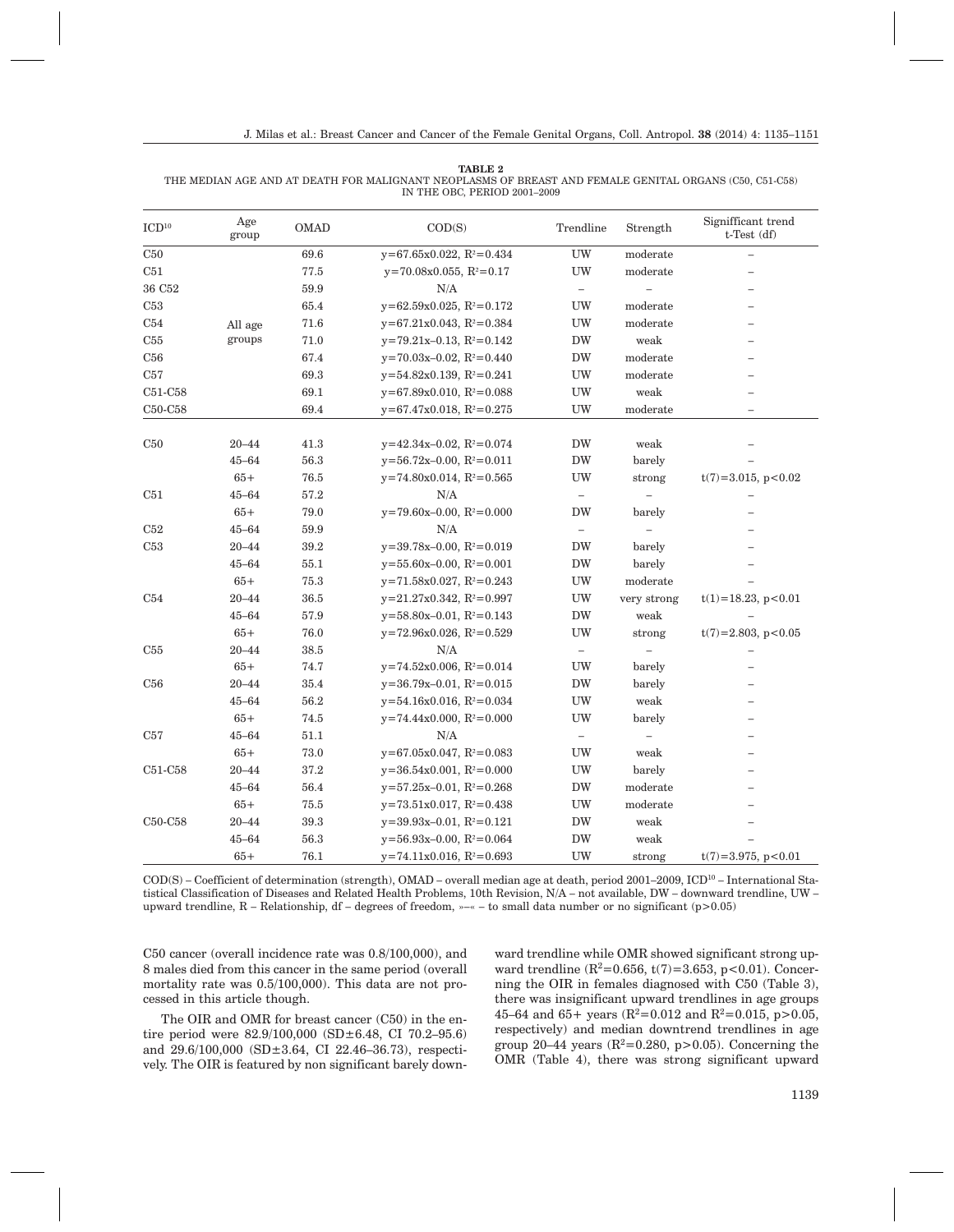**TABLE 2**
THE MEDIAN AGE AND AT DEATH FOR MALIGNANT NEOPLASMS OF BREAST AND FEMALE GENITAL ORGANS (C50, C51-C58) IN THE OBC, PERIOD 2001–2009

| ICD[10] | Age group | OMAD | COD(S) | Trendline | Strength | Signifficant trend t-Test (df) |
|---|---|---|---|---|---|---|
| C50 | | 69.6 | $y=67.65x0.022$, $R^2=0.434$ | UW | moderate | – |
| C51 | | 77.5 | $y=70.08x0.055$, $R^2=0.17$ | UW | moderate | – |
| 36 C52 | | 59.9 | N/A | – | – | – |
| C53 | | 65.4 | $y=62.59x0.025$, $R^2=0.172$ | UW | moderate | – |
| C54 | All age groups | 71.6 | $y=67.21x0.043$, $R^2=0.384$ | UW | moderate | – |
| C55 | | 71.0 | $y=79.21x–0.13$, $R^2=0.142$ | DW | weak | – |
| C56 | | 67.4 | $y=70.03x–0.02$, $R^2=0.440$ | DW | moderate | – |
| C57 | | 69.3 | $y=54.82x0.139$, $R^2=0.241$ | UW | moderate | – |
| C51-C58 | | 69.1 | $y=67.89x0.010$, $R^2=0.088$ | UW | weak | – |
| C50-C58 | | 69.4 | $y=67.47x0.018$, $R^2=0.275$ | UW | moderate | – |
| C50 | 20–44 | 41.3 | $y=42.34x–0.02$, $R^2=0.074$ | DW | weak | – |
| | 45–64 | 56.3 | $y=56.72x–0.00$, $R^2=0.011$ | DW | barely | – |
| | 65+ | 76.5 | $y=74.80x0.014$, $R^2=0.565$ | UW | strong | $t(7)=3.015$, $p<0.02$ |
| C51 | 45–64 | 57.2 | N/A | – | – | – |
| | 65+ | 79.0 | $y=79.60x–0.00$, $R^2=0.000$ | DW | barely | – |
| C52 | 45–64 | 59.9 | N/A | – | – | – |
| C53 | 20–44 | 39.2 | $y=39.78x–0.00$, $R^2=0.019$ | DW | barely | – |
| | 45–64 | 55.1 | $y=55.60x–0.00$, $R^2=0.001$ | DW | barely | – |
| | 65+ | 75.3 | $y=71.58x0.027$, $R^2=0.243$ | UW | moderate | – |
| C54 | 20–44 | 36.5 | $y=21.27x0.342$, $R^2=0.997$ | UW | very strong | $t(1)=18.23$, $p<0.01$ |
| | 45–64 | 57.9 | $y=58.80x–0.01$, $R^2=0.143$ | DW | weak | – |
| | 65+ | 76.0 | $y=72.96x0.026$, $R^2=0.529$ | UW | strong | $t(7)=2.803$, $p<0.05$ |
| C55 | 20–44 | 38.5 | N/A | – | – | – |
| | 65+ | 74.7 | $y=74.52x0.006$, $R^2=0.014$ | UW | barely | – |
| C56 | 20–44 | 35.4 | $y=36.79x–0.01$, $R^2=0.015$ | DW | barely | – |
| | 45–64 | 56.2 | $y=54.16x0.016$, $R^2=0.034$ | UW | weak | – |
| | 65+ | 74.5 | $y=74.44x0.000$, $R^2=0.000$ | UW | barely | – |
| C57 | 45–64 | 51.1 | N/A | – | – | – |
| | 65+ | 73.0 | $y=67.05x0.047$, $R^2=0.083$ | UW | weak | – |
| C51-C58 | 20–44 | 37.2 | $y=36.54x0.001$, $R^2=0.000$ | UW | barely | – |
| | 45–64 | 56.4 | $y=57.25x–0.01$, $R^2=0.268$ | DW | moderate | – |
| | 65+ | 75.5 | $y=73.51x0.017$, $R^2=0.438$ | UW | moderate | – |
| C50-C58 | 20–44 | 39.3 | $y=39.93x–0.01$, $R^2=0.121$ | DW | weak | – |
| | 45–64 | 56.3 | $y=56.93x–0.00$, $R^2=0.064$ | DW | weak | – |
| | 65+ | 76.1 | $y=74.11x0.016$, $R^2=0.693$ | UW | strong | $t(7)=3.975$, $p<0.01$ |

COD(S) – Coefficient of determination (strength), OMAD – overall median age at death, period 2001–2009, ICD[10] – International Statistical Classification of Diseases and Related Health Problems, 10th Revision, N/A – not available, DW – downward trendline, UW – upward trendline, R – Relationship, df – degrees of freedom, »–« – to small data number or no significant ($p>0.05$)

C50 cancer (overall incidence rate was 0.8/100,000), and 8 males died from this cancer in the same period (overall mortality rate was 0.5/100,000). This data are not processed in this article though.

The OIR and OMR for breast cancer (C50) in the entire period were 82.9/100,000 (SD±6.48, CI 70.2–95.6) and 29.6/100,000 (SD±3.64, CI 22.46–36.73), respectively. The OIR is featured by non significant barely downward trendline while OMR showed significant strong upward trendline ($R^2=0.656$, $t(7)=3.653$, $p<0.01$). Concerning the OIR in females diagnosed with C50 (Table 3), there was insignificant upward trendlines in age groups 45–64 and 65+ years ($R^2=0.012$ and $R^2=0.015$, $p>0.05$, respectively) and median downtrend trendlines in age group 20–44 years ($R^2=0.280$, $p>0.05$). Concerning the OMR (Table 4), there was strong significant upward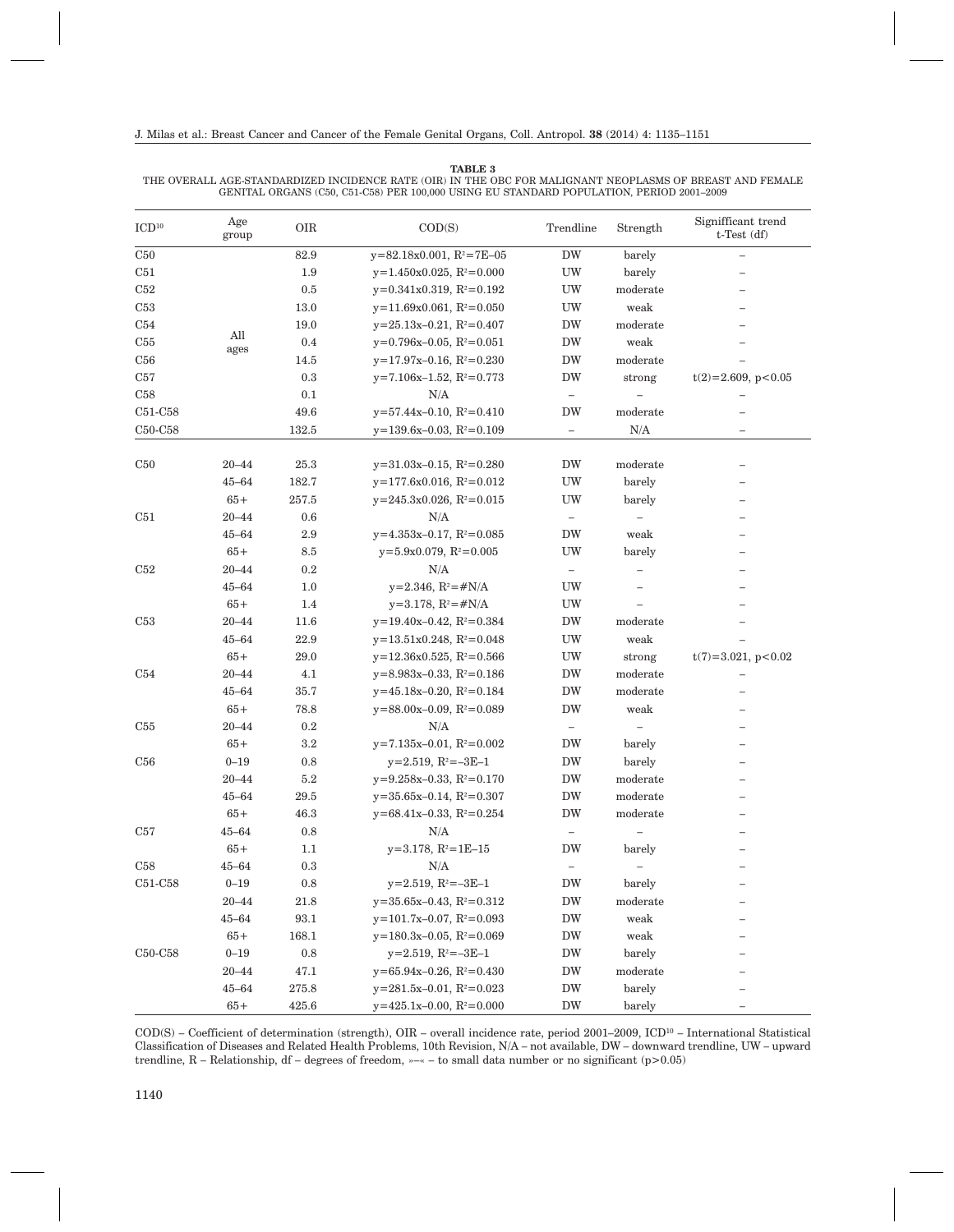**TABLE 3**
THE OVERALL AGE-STANDARDIZED INCIDENCE RATE (OIR) IN THE OBC FOR MALIGNANT NEOPLASMS OF BREAST AND FEMALE GENITAL ORGANS (C50, C51-C58) PER 100,000 USING EU STANDARD POPULATION, PERIOD 2001–2009

| $ICD^{10}$ | Age group | OIR | COD(S) | Trendline | Strength | Signifficant trend t-Test (df) |
|---|---|---|---|---|---|---|
| C50 | All ages | 82.9 | $y=82.18x0.001$, $R^2=7E–05$ | DW | barely | – |
| C51 | | 1.9 | $y=1.450x0.025$, $R^2=0.000$ | UW | barely | – |
| C52 | | 0.5 | $y=0.341x0.319$, $R^2=0.192$ | UW | moderate | – |
| C53 | | 13.0 | $y=11.69x0.061$, $R^2=0.050$ | UW | weak | – |
| C54 | | 19.0 | $y=25.13x–0.21$, $R^2=0.407$ | DW | moderate | – |
| C55 | | 0.4 | $y=0.796x–0.05$, $R^2=0.051$ | DW | weak | – |
| C56 | | 14.5 | $y=17.97x–0.16$, $R^2=0.230$ | DW | moderate | – |
| C57 | | 0.3 | $y=7.106x–1.52$, $R^2=0.773$ | DW | strong | $t(2)=2.609$, $p<0.05$ |
| C58 | | 0.1 | N/A | – | – | – |
| C51-C58 | | 49.6 | $y=57.44x–0.10$, $R^2=0.410$ | DW | moderate | – |
| C50-C58 | | 132.5 | $y=139.6x–0.03$, $R^2=0.109$ | – | N/A | – |
| C50 | 20–44 | 25.3 | $y=31.03x–0.15$, $R^2=0.280$ | DW | moderate | – |
| | 45–64 | 182.7 | $y=177.6x0.016$, $R^2=0.012$ | UW | barely | – |
| | 65+ | 257.5 | $y=245.3x0.026$, $R^2=0.015$ | UW | barely | – |
| C51 | 20–44 | 0.6 | N/A | – | – | – |
| | 45–64 | 2.9 | $y=4.353x–0.17$, $R^2=0.085$ | DW | weak | – |
| | 65+ | 8.5 | $y=5.9x0.079$, $R^2=0.005$ | UW | barely | – |
| C52 | 20–44 | 0.2 | N/A | – | – | – |
| | 45–64 | 1.0 | $y=2.346$, $R^2=$#N/A | UW | – | – |
| | 65+ | 1.4 | $y=3.178$, $R^2=$#N/A | UW | – | – |
| C53 | 20–44 | 11.6 | $y=19.40x–0.42$, $R^2=0.384$ | DW | moderate | – |
| | 45–64 | 22.9 | $y=13.51x0.248$, $R^2=0.048$ | UW | weak | – |
| | 65+ | 29.0 | $y=12.36x0.525$, $R^2=0.566$ | UW | strong | $t(7)=3.021$, $p<0.02$ |
| C54 | 20–44 | 4.1 | $y=8.983x–0.33$, $R^2=0.186$ | DW | moderate | – |
| | 45–64 | 35.7 | $y=45.18x–0.20$, $R^2=0.184$ | DW | moderate | – |
| | 65+ | 78.8 | $y=88.00x–0.09$, $R^2=0.089$ | DW | weak | – |
| C55 | 20–44 | 0.2 | N/A | – | – | – |
| | 65+ | 3.2 | $y=7.135x–0.01$, $R^2=0.002$ | DW | barely | – |
| C56 | 0–19 | 0.8 | $y=2.519$, $R^2=–3E–1$ | DW | barely | – |
| | 20–44 | 5.2 | $y=9.258x–0.33$, $R^2=0.170$ | DW | moderate | – |
| | 45–64 | 29.5 | $y=35.65x–0.14$, $R^2=0.307$ | DW | moderate | – |
| | 65+ | 46.3 | $y=68.41x–0.33$, $R^2=0.254$ | DW | moderate | – |
| C57 | 45–64 | 0.8 | N/A | – | – | – |
| | 65+ | 1.1 | $y=3.178$, $R^2=1E–15$ | DW | barely | – |
| C58 | 45–64 | 0.3 | N/A | – | – | – |
| C51-C58 | 0–19 | 0.8 | $y=2.519$, $R^2=–3E–1$ | DW | barely | – |
| | 20–44 | 21.8 | $y=35.65x–0.43$, $R^2=0.312$ | DW | moderate | – |
| | 45–64 | 93.1 | $y=101.7x–0.07$, $R^2=0.093$ | DW | weak | – |
| | 65+ | 168.1 | $y=180.3x–0.05$, $R^2=0.069$ | DW | weak | – |
| C50-C58 | 0–19 | 0.8 | $y=2.519$, $R^2=–3E–1$ | DW | barely | – |
| | 20–44 | 47.1 | $y=65.94x–0.26$, $R^2=0.430$ | DW | moderate | – |
| | 45–64 | 275.8 | $y=281.5x–0.01$, $R^2=0.023$ | DW | barely | – |
| | 65+ | 425.6 | $y=425.1x–0.00$, $R^2=0.000$ | DW | barely | – |

COD(S) – Coefficient of determination (strength), OIR – overall incidence rate, period 2001–2009, $ICD^{10}$ – International Statistical Classification of Diseases and Related Health Problems, 10th Revision, N/A – not available, DW – downward trendline, UW – upward trendline, R – Relationship, df – degrees of freedom, »–« – to small data number or no significant ($p>0.05$)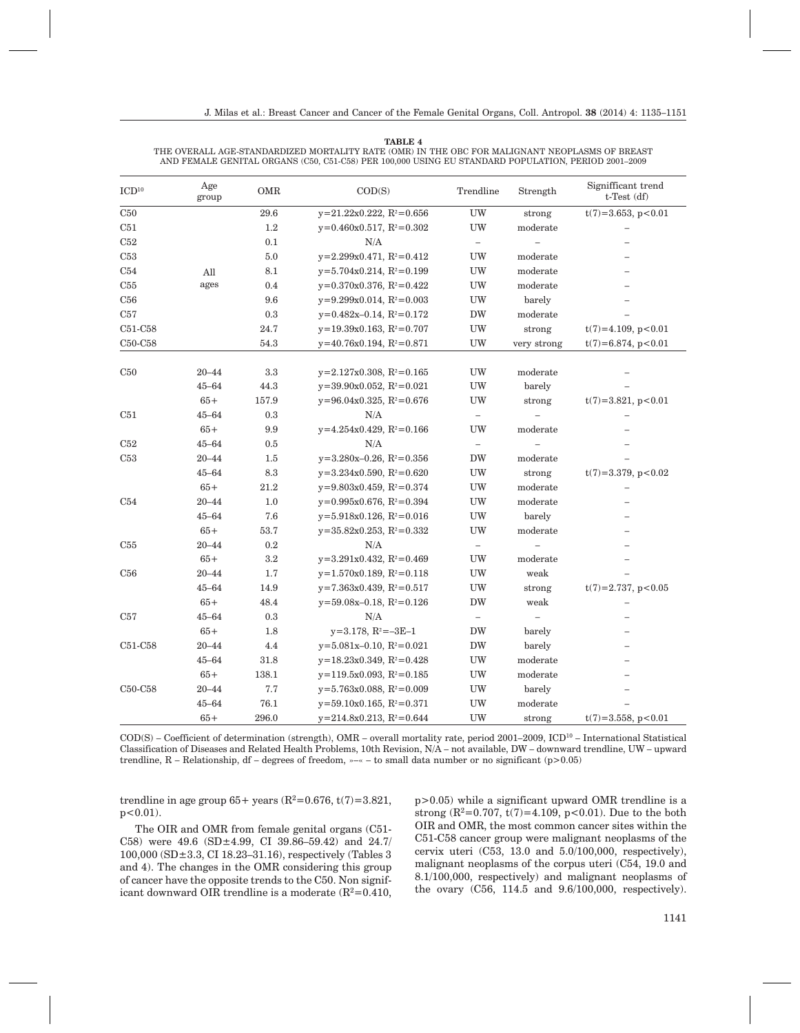**TABLE 4**
THE OVERALL AGE-STANDARDIZED MORTALITY RATE (OMR) IN THE OBC FOR MALIGNANT NEOPLASMS OF BREAST AND FEMALE GENITAL ORGANS (C50, C51-C58) PER 100,000 USING EU STANDARD POPULATION, PERIOD 2001–2009

| $ICD^{10}$ | Age group | OMR | COD(S) | Trendline | Strength | Signifficant trend t-Test (df) |
|---|---|---|---|---|---|---|
| C50 | All ages | 29.6 | $y=21.22x0.222$, $R^2=0.656$ | UW | strong | $t(7)=3.653$, $p<0.01$ |
| C51 | | 1.2 | $y=0.460x0.517$, $R^2=0.302$ | UW | moderate | – |
| C52 | | 0.1 | N/A | – | – | – |
| C53 | | 5.0 | $y=2.299x0.471$, $R^2=0.412$ | UW | moderate | – |
| C54 | | 8.1 | $y=5.704x0.214$, $R^2=0.199$ | UW | moderate | – |
| C55 | | 0.4 | $y=0.370x0.376$, $R^2=0.422$ | UW | moderate | – |
| C56 | | 9.6 | $y=9.299x0.014$, $R^2=0.003$ | UW | barely | – |
| C57 | | 0.3 | $y=0.482x–0.14$, $R^2=0.172$ | DW | moderate | – |
| C51-C58 | | 24.7 | $y=19.39x0.163$, $R^2=0.707$ | UW | strong | $t(7)=4.109$, $p<0.01$ |
| C50-C58 | | 54.3 | $y=40.76x0.194$, $R^2=0.871$ | UW | very strong | $t(7)=6.874$, $p<0.01$ |
| C50 | 20–44 | 3.3 | $y=2.127x0.308$, $R^2=0.165$ | UW | moderate | – |
| | 45–64 | 44.3 | $y=39.90x0.052$, $R^2=0.021$ | UW | barely | – |
| | 65+ | 157.9 | $y=96.04x0.325$, $R^2=0.676$ | UW | strong | $t(7)=3.821$, $p<0.01$ |
| C51 | 45–64 | 0.3 | N/A | – | – | – |
| | 65+ | 9.9 | $y=4.254x0.429$, $R^2=0.166$ | UW | moderate | – |
| C52 | 45–64 | 0.5 | N/A | – | – | – |
| C53 | 20–44 | 1.5 | $y=3.280x–0.26$, $R^2=0.356$ | DW | moderate | – |
| | 45–64 | 8.3 | $y=3.234x0.590$, $R^2=0.620$ | UW | strong | $t(7)=3.379$, $p<0.02$ |
| | 65+ | 21.2 | $y=9.803x0.459$, $R^2=0.374$ | UW | moderate | – |
| C54 | 20–44 | 1.0 | $y=0.995x0.676$, $R^2=0.394$ | UW | moderate | – |
| | 45–64 | 7.6 | $y=5.918x0.126$, $R^2=0.016$ | UW | barely | – |
| | 65+ | 53.7 | $y=35.82x0.253$, $R^2=0.332$ | UW | moderate | – |
| C55 | 20–44 | 0.2 | N/A | – | – | – |
| | 65+ | 3.2 | $y=3.291x0.432$, $R^2=0.469$ | UW | moderate | – |
| C56 | 20–44 | 1.7 | $y=1.570x0.189$, $R^2=0.118$ | UW | weak | – |
| | 45–64 | 14.9 | $y=7.363x0.439$, $R^2=0.517$ | UW | strong | $t(7)=2.737$, $p<0.05$ |
| | 65+ | 48.4 | $y=59.08x–0.18$, $R^2=0.126$ | DW | weak | – |
| C57 | 45–64 | 0.3 | N/A | – | – | – |
| | 65+ | 1.8 | $y=3.178$, $R^2=–3E–1$ | DW | barely | – |
| C51-C58 | 20–44 | 4.4 | $y=5.081x–0.10$, $R^2=0.021$ | DW | barely | – |
| | 45–64 | 31.8 | $y=18.23x0.349$, $R^2=0.428$ | UW | moderate | – |
| | 65+ | 138.1 | $y=119.5x0.093$, $R^2=0.185$ | UW | moderate | – |
| C50-C58 | 20–44 | 7.7 | $y=5.763x0.088$, $R^2=0.009$ | UW | barely | – |
| | 45–64 | 76.1 | $y=59.10x0.165$, $R^2=0.371$ | UW | moderate | – |
| | 65+ | 296.0 | $y=214.8x0.213$, $R^2=0.644$ | UW | strong | $t(7)=3.558$, $p<0.01$ |

COD(S) – Coefficient of determination (strength), OMR – overall mortality rate, period 2001–2009, $ICD^{10}$ – International Statistical Classification of Diseases and Related Health Problems, 10th Revision, N/A – not available, DW – downward trendline, UW – upward trendline, R – Relationship, df – degrees of freedom, »–« – to small data number or no significant ($p>0.05$)

trendline in age group 65+ years ($R^2=0.676$, $t(7)=3.821$, $p<0.01$).

The OIR and OMR from female genital organs (C51-C58) were 49.6 (SD±4.99, CI 39.86–59.42) and 24.7/100,000 (SD±3.3, CI 18.23–31.16), respectively (Tables 3 and 4). The changes in the OMR considering this group of cancer have the opposite trends to the C50. Non significant downward OIR trendline is a moderate ($R^2=0.410$, $p>0.05$) while a significant upward OMR trendline is a strong ($R^2=0.707$, $t(7)=4.109$, $p<0.01$). Due to the both OIR and OMR, the most common cancer sites within the C51-C58 cancer group were malignant neoplasms of the cervix uteri (C53, 13.0 and 5.0/100,000, respectively), malignant neoplasms of the corpus uteri (C54, 19.0 and 8.1/100,000, respectively) and malignant neoplasms of the ovary (C56, 114.5 and 9.6/100,000, respectively).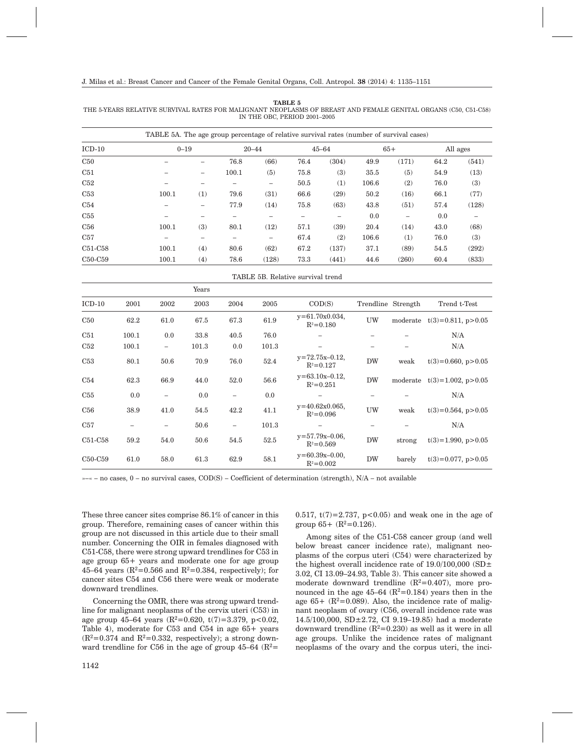**TABLE 5**
THE 5-YEARS RELATIVE SURVIVAL RATES FOR MALIGNANT NEOPLASMS OF BREAST AND FEMALE GENITAL ORGANS (C50, C51-C58) IN THE OBC, PERIOD 2001–2005

TABLE 5A. The age group percentage of relative survival rates (number of survival cases)

| ICD-10 | 0–19 | | 20–44 | | 45–64 | | 65+ | | All ages | |
|---|---|---|---|---|---|---|---|---|---|---|
| C50 | – | – | 76.8 | (66) | 76.4 | (304) | 49.9 | (171) | 64.2 | (541) |
| C51 | – | – | 100.1 | (5) | 75.8 | (3) | 35.5 | (5) | 54.9 | (13) |
| C52 | – | – | – | – | 50.5 | (1) | 106.6 | (2) | 76.0 | (3) |
| C53 | 100.1 | (1) | 79.6 | (31) | 66.6 | (29) | 50.2 | (16) | 66.1 | (77) |
| C54 | – | – | 77.9 | (14) | 75.8 | (63) | 43.8 | (51) | 57.4 | (128) |
| C55 | – | – | – | – | – | – | 0.0 | – | 0.0 | – |
| C56 | 100.1 | (3) | 80.1 | (12) | 57.1 | (39) | 20.4 | (14) | 43.0 | (68) |
| C57 | – | – | – | – | 67.4 | (2) | 106.6 | (1) | 76.0 | (3) |
| C51-C58 | 100.1 | (4) | 80.6 | (62) | 67.2 | (137) | 37.1 | (89) | 54.5 | (292) |
| C50-C59 | 100.1 | (4) | 78.6 | (128) | 73.3 | (441) | 44.6 | (260) | 60.4 | (833) |

TABLE 5B. Relative survival trend

| ICD-10 | 2001 | 2002 | 2003 | 2004 | 2005 | COD(S) | Trendline | Strength | Trend t-Test |
|---|---|---|---|---|---|---|---|---|---|
| | Years | | | | | | | | |
| C50 | 62.2 | 61.0 | 67.5 | 67.3 | 61.9 | y=61.70x0.034, $R^2$=0.180 | UW | moderate | t(3)=0.811, p>0.05 |
| C51 | 100.1 | 0.0 | 33.8 | 40.5 | 76.0 | – | – | – | N/A |
| C52 | 100.1 | – | 101.3 | 0.0 | 101.3 | – | – | – | N/A |
| C53 | 80.1 | 50.6 | 70.9 | 76.0 | 52.4 | y=72.75x–0.12, $R^2$=0.127 | DW | weak | t(3)=0.660, p>0.05 |
| C54 | 62.3 | 66.9 | 44.0 | 52.0 | 56.6 | y=63.10x–0.12, $R^2$=0.251 | DW | moderate | t(3)=1.002, p>0.05 |
| C55 | 0.0 | – | 0.0 | – | 0.0 | – | – | – | N/A |
| C56 | 38.9 | 41.0 | 54.5 | 42.2 | 41.1 | y=40.62x0.065, $R^2$=0.096 | UW | weak | t(3)=0.564, p>0.05 |
| C57 | – | – | 50.6 | – | 101.3 | – | – | – | N/A |
| C51-C58 | 59.2 | 54.0 | 50.6 | 54.5 | 52.5 | y=57.79x–0.06, $R^2$=0.569 | DW | strong | t(3)=1.990, p>0.05 |
| C50-C59 | 61.0 | 58.0 | 61.3 | 62.9 | 58.1 | y=60.39x–0.00, $R^2$=0.002 | DW | barely | t(3)=0.077, p>0.05 |

»–« – no cases, 0 – no survival cases, COD(S) – Coefficient of determination (strength), N/A – not available

These three cancer sites comprise 86.1% of cancer in this group. Therefore, remaining cases of cancer within this group are not discussed in this article due to their small number. Concerning the OIR in females diagnosed with C51-C58, there were strong upward trendlines for C53 in age group 65+ years and moderate one for age group 45–64 years ($R^2$=0.566 and $R^2$=0.384, respectively); for cancer sites C54 and C56 there were weak or moderate downward trendlines.

Concerning the OMR, there was strong upward trendline for malignant neoplasms of the cervix uteri (C53) in age group 45–64 years ($R^2$=0.620, t(7)=3.379, p<0.02, Table 4), moderate for C53 and C54 in age 65+ years ($R^2$=0.374 and $R^2$=0.332, respectively); a strong downward trendline for C56 in the age of group 45–64 ($R^2$= 0.517, t(7)=2.737, p<0.05) and weak one in the age of group 65+ ($R^2$=0.126).

Among sites of the C51-C58 cancer group (and well below breast cancer incidence rate), malignant neoplasms of the corpus uteri (C54) were characterized by the highest overall incidence rate of 19.0/100,000 (SD± 3.02, CI 13.09–24.93, Table 3). This cancer site showed a moderate downward trendline ($R^2$=0.407), more pronounced in the age 45–64 ($R^2$=0.184) years then in the age 65+ ($R^2$=0.089). Also, the incidence rate of malignant neoplasm of ovary (C56, overall incidence rate was 14.5/100,000, SD±2.72, CI 9.19–19.85) had a moderate downward trendline ($R^2$=0.230) as well as it were in all age groups. Unlike the incidence rates of malignant neoplasms of the ovary and the corpus uteri, the inci-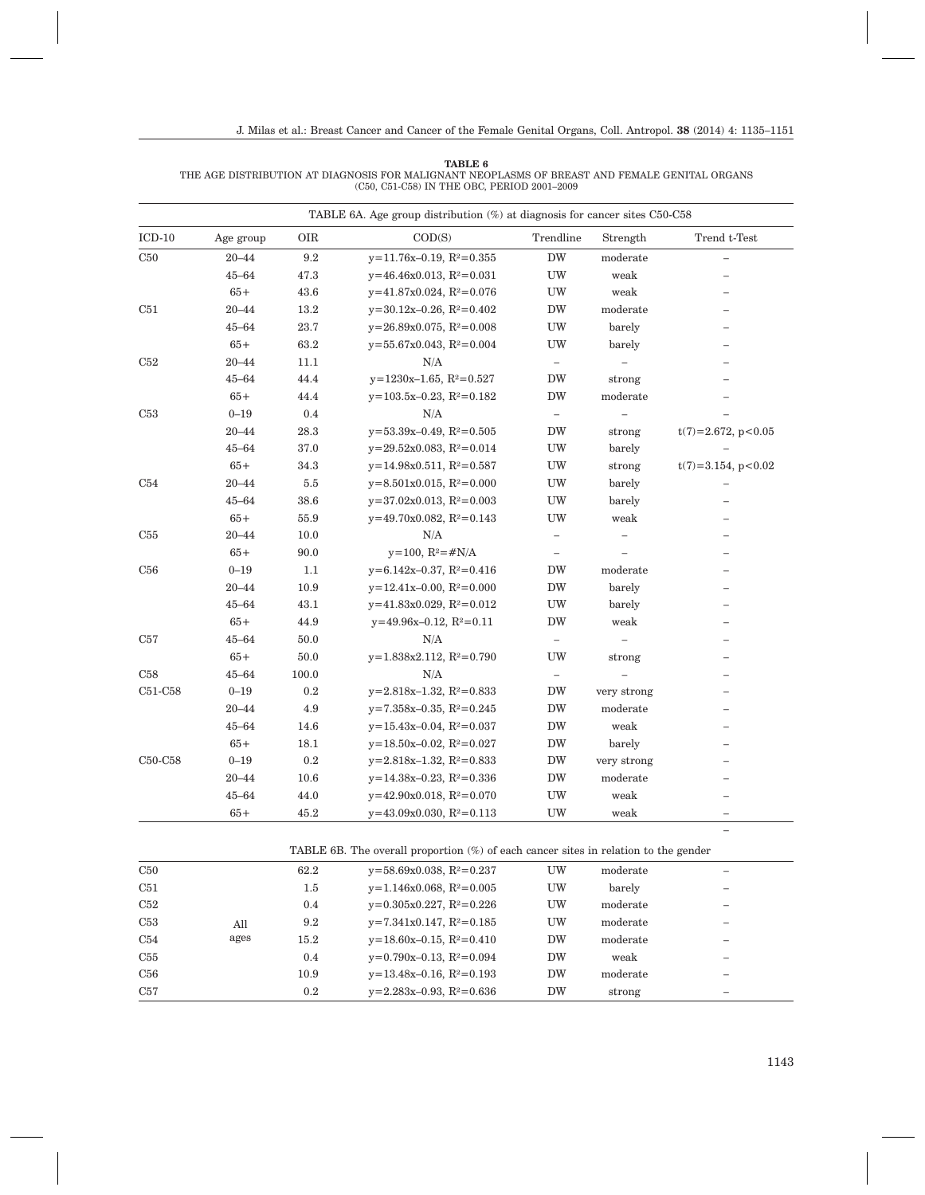**TABLE 6**
THE AGE DISTRIBUTION AT DIAGNOSIS FOR MALIGNANT NEOPLASMS OF BREAST AND FEMALE GENITAL ORGANS (C50, C51-C58) IN THE OBC, PERIOD 2001–2009

| ICD-10 | Age group | OIR | COD(S) | Trendline | Strength | Trend t-Test |
|---|---|---|---|---|---|---|
| TABLE 6A. Age group distribution (%) at diagnosis for cancer sites C50-C58 | | | | | | |
| C50 | 20–44 | 9.2 | $y=11.76x^{-0.19}$, $R^2=0.355$ | DW | moderate | – |
| | 45–64 | 47.3 | $y=46.46x^{0.013}$, $R^2=0.031$ | UW | weak | – |
| | 65+ | 43.6 | $y=41.87x^{0.024}$, $R^2=0.076$ | UW | weak | – |
| C51 | 20–44 | 13.2 | $y=30.12x^{-0.26}$, $R^2=0.402$ | DW | moderate | – |
| | 45–64 | 23.7 | $y=26.89x^{0.075}$, $R^2=0.008$ | UW | barely | – |
| | 65+ | 63.2 | $y=55.67x^{0.043}$, $R^2=0.004$ | UW | barely | – |
| C52 | 20–44 | 11.1 | N/A | – | – | – |
| | 45–64 | 44.4 | $y=1230x^{-1.65}$, $R^2=0.527$ | DW | strong | – |
| | 65+ | 44.4 | $y=103.5x^{-0.23}$, $R^2=0.182$ | DW | moderate | – |
| C53 | 0–19 | 0.4 | N/A | – | – | – |
| | 20–44 | 28.3 | $y=53.39x^{-0.49}$, $R^2=0.505$ | DW | strong | $t(7)=2.672$, $p<0.05$ |
| | 45–64 | 37.0 | $y=29.52x^{0.083}$, $R^2=0.014$ | UW | barely | – |
| | 65+ | 34.3 | $y=14.98x^{0.511}$, $R^2=0.587$ | UW | strong | $t(7)=3.154$, $p<0.02$ |
| C54 | 20–44 | 5.5 | $y=8.501x^{0.015}$, $R^2=0.000$ | UW | barely | – |
| | 45–64 | 38.6 | $y=37.02x^{0.013}$, $R^2=0.003$ | UW | barely | – |
| | 65+ | 55.9 | $y=49.70x^{0.082}$, $R^2=0.143$ | UW | weak | – |
| C55 | 20–44 | 10.0 | N/A | – | – | – |
| | 65+ | 90.0 | $y=100$, $R^2$=#N/A | – | – | – |
| C56 | 0–19 | 1.1 | $y=6.142x^{-0.37}$, $R^2=0.416$ | DW | moderate | – |
| | 20–44 | 10.9 | $y=12.41x^{-0.00}$, $R^2=0.000$ | DW | barely | – |
| | 45–64 | 43.1 | $y=41.83x^{0.029}$, $R^2=0.012$ | UW | barely | – |
| | 65+ | 44.9 | $y=49.96x^{-0.12}$, $R^2=0.11$ | DW | weak | – |
| C57 | 45–64 | 50.0 | N/A | – | – | – |
| | 65+ | 50.0 | $y=1.838x^{2.112}$, $R^2=0.790$ | UW | strong | – |
| C58 | 45–64 | 100.0 | N/A | – | – | – |
| C51-C58 | 0–19 | 0.2 | $y=2.818x^{-1.32}$, $R^2=0.833$ | DW | very strong | – |
| | 20–44 | 4.9 | $y=7.358x^{-0.35}$, $R^2=0.245$ | DW | moderate | – |
| | 45–64 | 14.6 | $y=15.43x^{-0.04}$, $R^2=0.037$ | DW | weak | – |
| | 65+ | 18.1 | $y=18.50x^{-0.02}$, $R^2=0.027$ | DW | barely | – |
| C50-C58 | 0–19 | 0.2 | $y=2.818x^{-1.32}$, $R^2=0.833$ | DW | very strong | – |
| | 20–44 | 10.6 | $y=14.38x^{-0.23}$, $R^2=0.336$ | DW | moderate | – |
| | 45–64 | 44.0 | $y=42.90x^{0.018}$, $R^2=0.070$ | UW | weak | – |
| | 65+ | 45.2 | $y=43.09x^{0.030}$, $R^2=0.113$ | UW | weak | – |
| TABLE 6B. The overall proportion (%) of each cancer sites in relation to the gender | | | | | | – |
| C50 | All ages | 62.2 | $y=58.69x^{0.038}$, $R^2=0.237$ | UW | moderate | – |
| C51 | | 1.5 | $y=1.146x^{0.068}$, $R^2=0.005$ | UW | barely | – |
| C52 | | 0.4 | $y=0.305x^{0.227}$, $R^2=0.226$ | UW | moderate | – |
| C53 | | 9.2 | $y=7.341x^{0.147}$, $R^2=0.185$ | UW | moderate | – |
| C54 | | 15.2 | $y=18.60x^{-0.15}$, $R^2=0.410$ | DW | moderate | – |
| C55 | | 0.4 | $y=0.790x^{-0.13}$, $R^2=0.094$ | DW | weak | – |
| C56 | | 10.9 | $y=13.48x^{-0.16}$, $R^2=0.193$ | DW | moderate | – |
| C57 | | 0.2 | $y=2.283x^{-0.93}$, $R^2=0.636$ | DW | strong | – |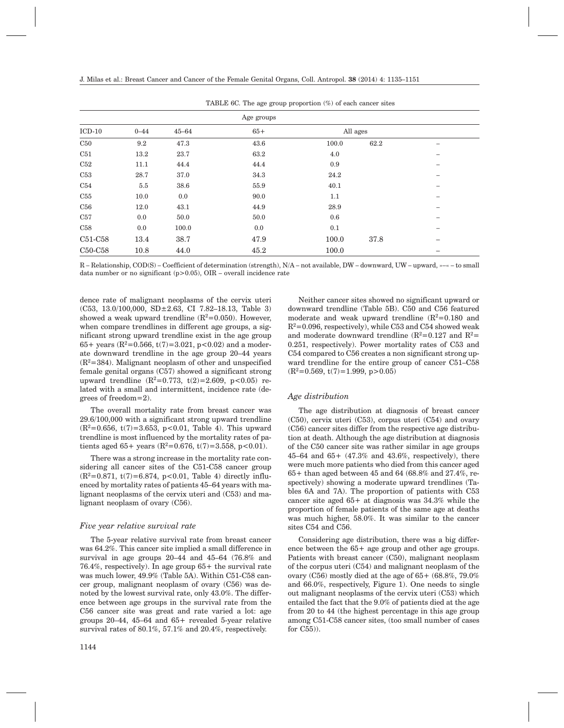TABLE 6C. The age group proportion (%) of each cancer sites

| | Age groups | | | | | |
|---|---|---|---|---|---|---|
| ICD-10 | 0–44 | 45–64 | 65+ | All ages | | |
| C50 | 9.2 | 47.3 | 43.6 | 100.0 | 62.2 | – |
| C51 | 13.2 | 23.7 | 63.2 | 4.0 | | – |
| C52 | 11.1 | 44.4 | 44.4 | 0.9 | | – |
| C53 | 28.7 | 37.0 | 34.3 | 24.2 | | – |
| C54 | 5.5 | 38.6 | 55.9 | 40.1 | | – |
| C55 | 10.0 | 0.0 | 90.0 | 1.1 | | – |
| C56 | 12.0 | 43.1 | 44.9 | 28.9 | | – |
| C57 | 0.0 | 50.0 | 50.0 | 0.6 | | – |
| C58 | 0.0 | 100.0 | 0.0 | 0.1 | | – |
| C51-C58 | 13.4 | 38.7 | 47.9 | 100.0 | 37.8 | – |
| C50-C58 | 10.8 | 44.0 | 45.2 | 100.0 | | – |

R – Relationship, COD(S) – Coefficient of determination (strength), N/A – not available, DW – downward, UW – upward, »–« – to small data number or no significant ($p>0.05$), OIR – overall incidence rate

dence rate of malignant neoplasms of the cervix uteri (C53, 13.0/100,000, SD±2.63, CI 7.82–18.13, Table 3) showed a weak upward trendline ($R^2=0.050$). However, when compare trendlines in different age groups, a significant strong upward trendline exist in the age group 65+ years ($R^2=0.566$, $t(7)=3.021$, $p<0.02$) and a moderate downward trendline in the age group 20–44 years ($R^2=384$). Malignant neoplasm of other and unspecified female genital organs (C57) showed a significant strong upward trendline ($R^2=0.773$, $t(2)=2.609$, $p<0.05$) related with a small and intermittent, incidence rate (degrees of freedom=2).

The overall mortality rate from breast cancer was 29.6/100,000 with a significant strong upward trendline ($R^2=0.656$, $t(7)=3.653$, $p<0.01$, Table 4). This upward trendline is most influenced by the mortality rates of patients aged 65+ years ($R^2=0.676$, $t(7)=3.558$, $p<0.01$).

There was a strong increase in the mortality rate considering all cancer sites of the C51-C58 cancer group ($R^2=0.871$, $t(7)=6.874$, $p<0.01$, Table 4) directly influenced by mortality rates of patients 45–64 years with malignant neoplasms of the cervix uteri and (C53) and malignant neoplasm of ovary (C56).

### *Five year relative survival rate*

The 5-year relative survival rate from breast cancer was 64.2%. This cancer site implied a small difference in survival in age groups 20–44 and 45–64 (76.8% and 76.4%, respectively). In age group 65+ the survival rate was much lower, 49.9% (Table 5A). Within C51-C58 cancer group, malignant neoplasm of ovary (C56) was denoted by the lowest survival rate, only 43.0%. The difference between age groups in the survival rate from the C56 cancer site was great and rate varied a lot: age groups 20–44, 45–64 and 65+ revealed 5-year relative survival rates of 80.1%, 57.1% and 20.4%, respectively.

Neither cancer sites showed no significant upward or downward trendline (Table 5B). C50 and C56 featured moderate and weak upward trendline ($R^2=0.180$ and $R^2=0.096$, respectively), while C53 and C54 showed weak and moderate downward trendline ($R^2=0.127$ and $R^2=0.251$, respectively). Power mortality rates of C53 and C54 compared to C56 creates a non significant strong upward trendline for the entire group of cancer C51–C58 ($R^2=0.569$, $t(7)=1.999$, $p>0.05$)

### *Age distribution*

The age distribution at diagnosis of breast cancer (C50), cervix uteri (C53), corpus uteri (C54) and ovary (C56) cancer sites differ from the respective age distribution at death. Although the age distribution at diagnosis of the C50 cancer site was rather similar in age groups 45–64 and 65+ (47.3% and 43.6%, respectively), there were much more patients who died from this cancer aged 65+ than aged between 45 and 64 (68.8% and 27.4%, respectively) showing a moderate upward trendlines (Tables 6A and 7A). The proportion of patients with C53 cancer site aged 65+ at diagnosis was 34.3% while the proportion of female patients of the same age at deaths was much higher, 58.0%. It was similar to the cancer sites C54 and C56.

Considering age distribution, there was a big difference between the 65+ age group and other age groups. Patients with breast cancer (C50), malignant neoplasm of the corpus uteri (C54) and malignant neoplasm of the ovary (C56) mostly died at the age of 65+ (68.8%, 79.0% and 66.0%, respectively, Figure 1). One needs to single out malignant neoplasms of the cervix uteri (C53) which entailed the fact that the 9.0% of patients died at the age from 20 to 44 (the highest percentage in this age group among C51-C58 cancer sites, (too small number of cases for C55)).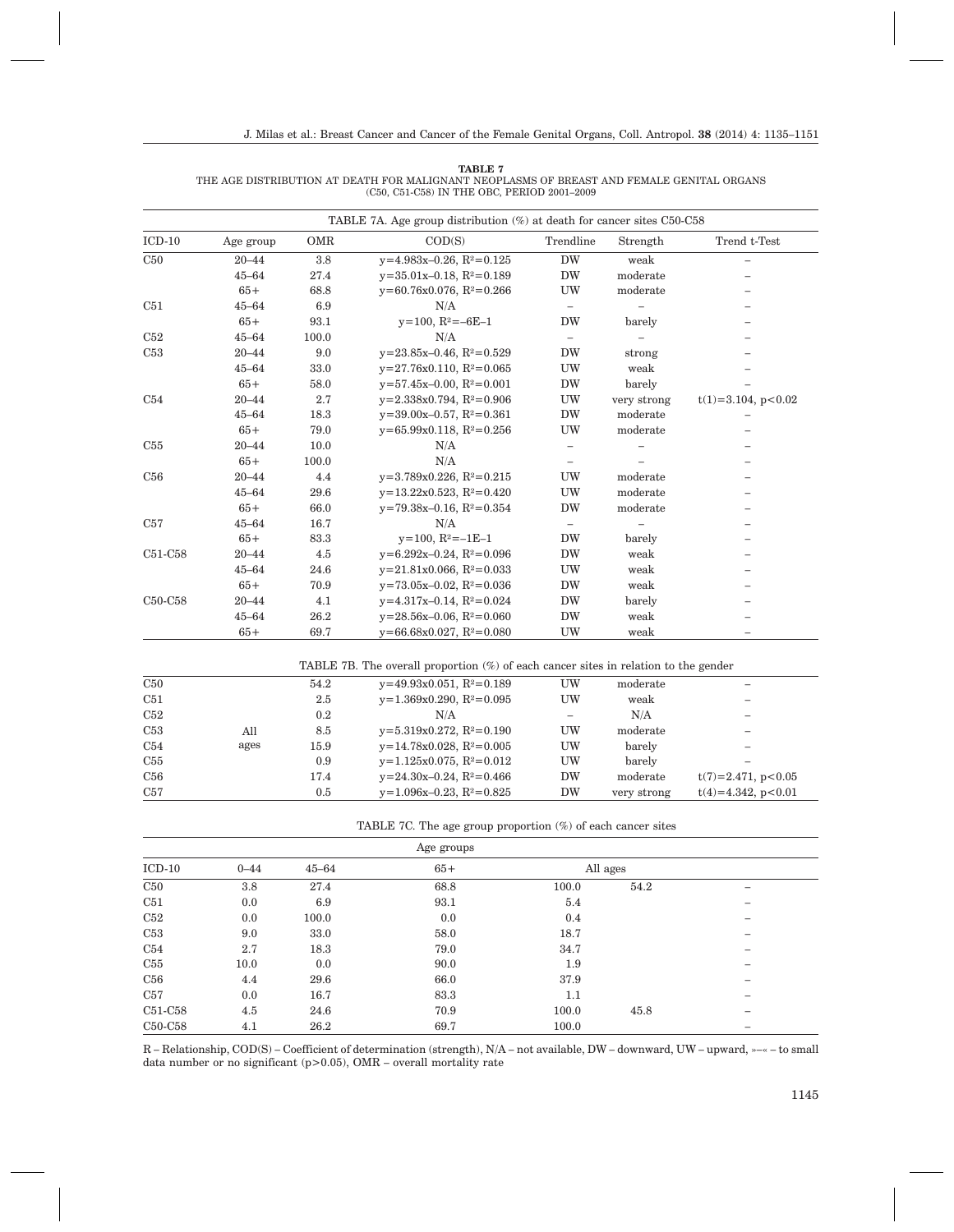**TABLE 7**

THE AGE DISTRIBUTION AT DEATH FOR MALIGNANT NEOPLASMS OF BREAST AND FEMALE GENITAL ORGANS (C50, C51-C58) IN THE OBC, PERIOD 2001–2009

TABLE 7A. Age group distribution (%) at death for cancer sites C50-C58

| ICD-10 | Age group | OMR | COD(S) | Trendline | Strength | Trend t-Test |
|---|---|---|---|---|---|---|
| C50 | 20–44 | 3.8 | $y=4.983x^{-0.26}$, $R^2=0.125$ | DW | weak | – |
| | 45–64 | 27.4 | $y=35.01x^{-0.18}$, $R^2=0.189$ | DW | moderate | – |
| | 65+ | 68.8 | $y=60.76x^{0.076}$, $R^2=0.266$ | UW | moderate | – |
| C51 | 45–64 | 6.9 | N/A | – | – | – |
| | 65+ | 93.1 | $y=100$, $R^2=-6E-1$ | DW | barely | – |
| C52 | 45–64 | 100.0 | N/A | – | – | – |
| C53 | 20–44 | 9.0 | $y=23.85x^{-0.46}$, $R^2=0.529$ | DW | strong | – |
| | 45–64 | 33.0 | $y=27.76x^{0.110}$, $R^2=0.065$ | UW | weak | – |
| | 65+ | 58.0 | $y=57.45x^{-0.00}$, $R^2=0.001$ | DW | barely | – |
| C54 | 20–44 | 2.7 | $y=2.338x^{0.794}$, $R^2=0.906$ | UW | very strong | $t(1)=3.104$, $p<0.02$ |
| | 45–64 | 18.3 | $y=39.00x^{-0.57}$, $R^2=0.361$ | DW | moderate | – |
| | 65+ | 79.0 | $y=65.99x^{0.118}$, $R^2=0.256$ | UW | moderate | – |
| C55 | 20–44 | 10.0 | N/A | – | – | – |
| | 65+ | 100.0 | N/A | – | – | – |
| C56 | 20–44 | 4.4 | $y=3.789x^{0.226}$, $R^2=0.215$ | UW | moderate | – |
| | 45–64 | 29.6 | $y=13.22x^{0.523}$, $R^2=0.420$ | UW | moderate | – |
| | 65+ | 66.0 | $y=79.38x^{-0.16}$, $R^2=0.354$ | DW | moderate | – |
| C57 | 45–64 | 16.7 | N/A | – | – | – |
| | 65+ | 83.3 | $y=100$, $R^2=-1E-1$ | DW | barely | – |
| C51-C58 | 20–44 | 4.5 | $y=6.292x^{-0.24}$, $R^2=0.096$ | DW | weak | – |
| | 45–64 | 24.6 | $y=21.81x^{0.066}$, $R^2=0.033$ | UW | weak | – |
| | 65+ | 70.9 | $y=73.05x^{-0.02}$, $R^2=0.036$ | DW | weak | – |
| C50-C58 | 20–44 | 4.1 | $y=4.317x^{-0.14}$, $R^2=0.024$ | DW | barely | – |
| | 45–64 | 26.2 | $y=28.56x^{-0.06}$, $R^2=0.060$ | DW | weak | – |
| | 65+ | 69.7 | $y=66.68x^{0.027}$, $R^2=0.080$ | UW | weak | – |

TABLE 7B. The overall proportion (%) of each cancer sites in relation to the gender

| ICD-10 | Age group | OMR | COD(S) | Trendline | Strength | Trend t-Test |
|---|---|---|---|---|---|---|
| C50 | All ages | 54.2 | $y=49.93x^{0.051}$, $R^2=0.189$ | UW | moderate | – |
| C51 | | 2.5 | $y=1.369x^{0.290}$, $R^2=0.095$ | UW | weak | – |
| C52 | | 0.2 | N/A | – | N/A | – |
| C53 | | 8.5 | $y=5.319x^{0.272}$, $R^2=0.190$ | UW | moderate | – |
| C54 | | 15.9 | $y=14.78x^{0.028}$, $R^2=0.005$ | UW | barely | – |
| C55 | | 0.9 | $y=1.125x^{0.075}$, $R^2=0.012$ | UW | barely | – |
| C56 | | 17.4 | $y=24.30x^{-0.24}$, $R^2=0.466$ | DW | moderate | $t(7)=2.471$, $p<0.05$ |
| C57 | | 0.5 | $y=1.096x^{-0.23}$, $R^2=0.825$ | DW | very strong | $t(4)=4.342$, $p<0.01$ |

TABLE 7C. The age group proportion (%) of each cancer sites

| ICD-10 | Age groups 0–44 | 45–64 | 65+ | All ages | | |
|---|---|---|---|---|---|---|
| C50 | 3.8 | 27.4 | 68.8 | 100.0 | 54.2 | – |
| C51 | 0.0 | 6.9 | 93.1 | 5.4 | | – |
| C52 | 0.0 | 100.0 | 0.0 | 0.4 | | – |
| C53 | 9.0 | 33.0 | 58.0 | 18.7 | | – |
| C54 | 2.7 | 18.3 | 79.0 | 34.7 | | – |
| C55 | 10.0 | 0.0 | 90.0 | 1.9 | | – |
| C56 | 4.4 | 29.6 | 66.0 | 37.9 | | – |
| C57 | 0.0 | 16.7 | 83.3 | 1.1 | | – |
| C51-C58 | 4.5 | 24.6 | 70.9 | 100.0 | 45.8 | – |
| C50-C58 | 4.1 | 26.2 | 69.7 | 100.0 | | – |

R – Relationship, COD(S) – Coefficient of determination (strength), N/A – not available, DW – downward, UW – upward, »–« – to small data number or no significant ($p>0.05$), OMR – overall mortality rate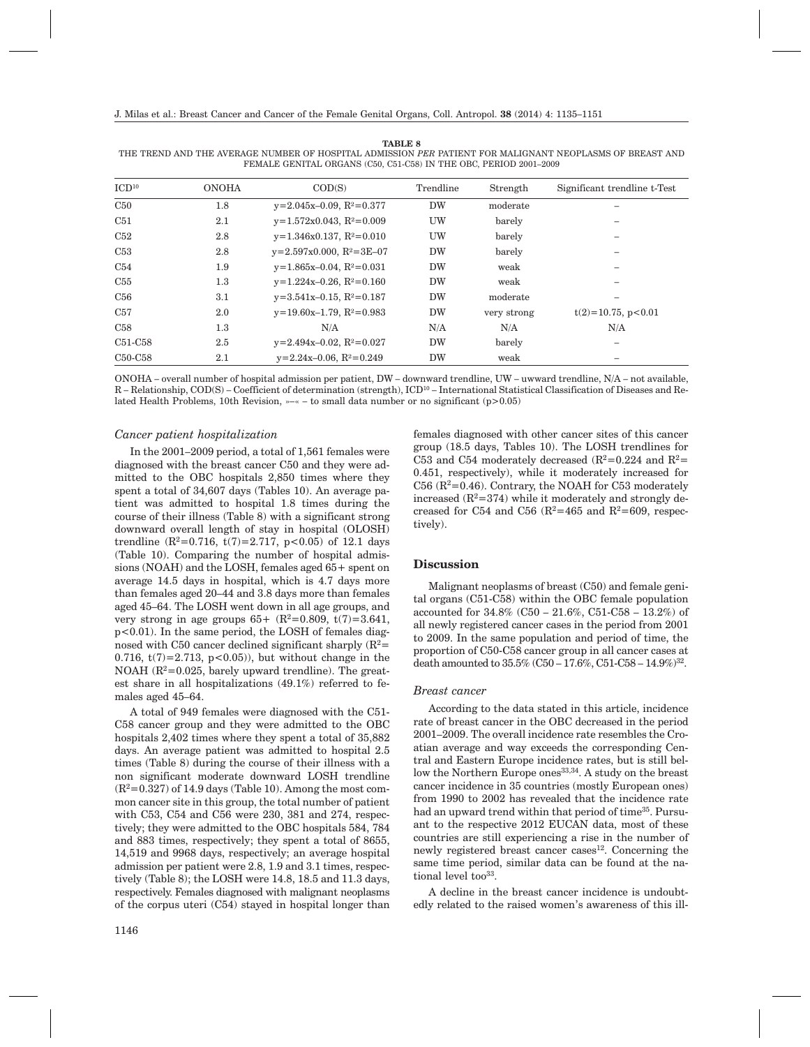**TABLE 8**
THE TREND AND THE AVERAGE NUMBER OF HOSPITAL ADMISSION *PER* PATIENT FOR MALIGNANT NEOPLASMS OF BREAST AND FEMALE GENITAL ORGANS (C50, C51-C58) IN THE OBC, PERIOD 2001–2009

| ICD[10] | ONOHA | COD(S) | Trendline | Strength | Significant trendline t-Test |
|---|---|---|---|---|---|
| C50 | 1.8 | y=2.045x–0.09, $R^2$=0.377 | DW | moderate | – |
| C51 | 2.1 | y=1.572x0.043, $R^2$=0.009 | UW | barely | – |
| C52 | 2.8 | y=1.346x0.137, $R^2$=0.010 | UW | barely | – |
| C53 | 2.8 | y=2.597x0.000, $R^2$=3E–07 | DW | barely | – |
| C54 | 1.9 | y=1.865x–0.04, $R^2$=0.031 | DW | weak | – |
| C55 | 1.3 | y=1.224x–0.26, $R^2$=0.160 | DW | weak | – |
| C56 | 3.1 | y=3.541x–0.15, $R^2$=0.187 | DW | moderate | – |
| C57 | 2.0 | y=19.60x–1.79, $R^2$=0.983 | DW | very strong | t(2)=10.75, p<0.01 |
| C58 | 1.3 | N/A | N/A | N/A | N/A |
| C51-C58 | 2.5 | y=2.494x–0.02, $R^2$=0.027 | DW | barely | – |
| C50-C58 | 2.1 | y=2.24x–0.06, $R^2$=0.249 | DW | weak | – |

ONOHA – overall number of hospital admission per patient, DW – downward trendline, UW – uwward trendline, N/A – not available, R – Relationship, COD(S) – Coefficient of determination (strength), ICD[10] – International Statistical Classification of Diseases and Related Health Problems, 10th Revision, »–« – to small data number or no significant (p>0.05)

### *Cancer patient hospitalization*

In the 2001–2009 period, a total of 1,561 females were diagnosed with the breast cancer C50 and they were admitted to the OBC hospitals 2,850 times where they spent a total of 34,607 days (Tables 10). An average patient was admitted to hospital 1.8 times during the course of their illness (Table 8) with a significant strong downward overall length of stay in hospital (OLOSH) trendline ($R^2$=0.716, t(7)=2.717, p<0.05) of 12.1 days (Table 10). Comparing the number of hospital admissions (NOAH) and the LOSH, females aged 65+ spent on average 14.5 days in hospital, which is 4.7 days more than females aged 20–44 and 3.8 days more than females aged 45–64. The LOSH went down in all age groups, and very strong in age groups 65+ ($R^2$=0.809, t(7)=3.641, p<0.01). In the same period, the LOSH of females diagnosed with C50 cancer declined significant sharply ($R^2$= 0.716, t(7)=2.713, p<0.05)), but without change in the NOAH ($R^2$=0.025, barely upward trendline). The greatest share in all hospitalizations (49.1%) referred to females aged 45–64.

A total of 949 females were diagnosed with the C51-C58 cancer group and they were admitted to the OBC hospitals 2,402 times where they spent a total of 35,882 days. An average patient was admitted to hospital 2.5 times (Table 8) during the course of their illness with a non significant moderate downward LOSH trendline ($R^2$=0.327) of 14.9 days (Table 10). Among the most common cancer site in this group, the total number of patient with C53, C54 and C56 were 230, 381 and 274, respectively; they were admitted to the OBC hospitals 584, 784 and 883 times, respectively; they spent a total of 8655, 14,519 and 9968 days, respectively; an average hospital admission per patient were 2.8, 1.9 and 3.1 times, respectively (Table 8); the LOSH were 14.8, 18.5 and 11.3 days, respectively. Females diagnosed with malignant neoplasms of the corpus uteri (C54) stayed in hospital longer than females diagnosed with other cancer sites of this cancer group (18.5 days, Tables 10). The LOSH trendlines for C53 and C54 moderately decreased ($R^2$=0.224 and $R^2$= 0.451, respectively), while it moderately increased for C56 ($R^2$=0.46). Contrary, the NOAH for C53 moderately increased ($R^2$=374) while it moderately and strongly decreased for C54 and C56 ($R^2$=465 and $R^2$=609, respectively).

## Discussion

Malignant neoplasms of breast (C50) and female genital organs (C51-C58) within the OBC female population accounted for 34.8% (C50 – 21.6%, C51-C58 – 13.2%) of all newly registered cancer cases in the period from 2001 to 2009. In the same population and period of time, the proportion of C50-C58 cancer group in all cancer cases at death amounted to 35.5% (C50 – 17.6%, C51-C58 – 14.9%)[32].

### *Breast cancer*

According to the data stated in this article, incidence rate of breast cancer in the OBC decreased in the period 2001–2009. The overall incidence rate resembles the Croatian average and way exceeds the corresponding Central and Eastern Europe incidence rates, but is still bellow the Northern Europe ones[33,34]. A study on the breast cancer incidence in 35 countries (mostly European ones) from 1990 to 2002 has revealed that the incidence rate had an upward trend within that period of time[35]. Pursuant to the respective 2012 EUCAN data, most of these countries are still experiencing a rise in the number of newly registered breast cancer cases[12]. Concerning the same time period, similar data can be found at the national level too[33].

A decline in the breast cancer incidence is undoubtedly related to the raised women's awareness of this ill-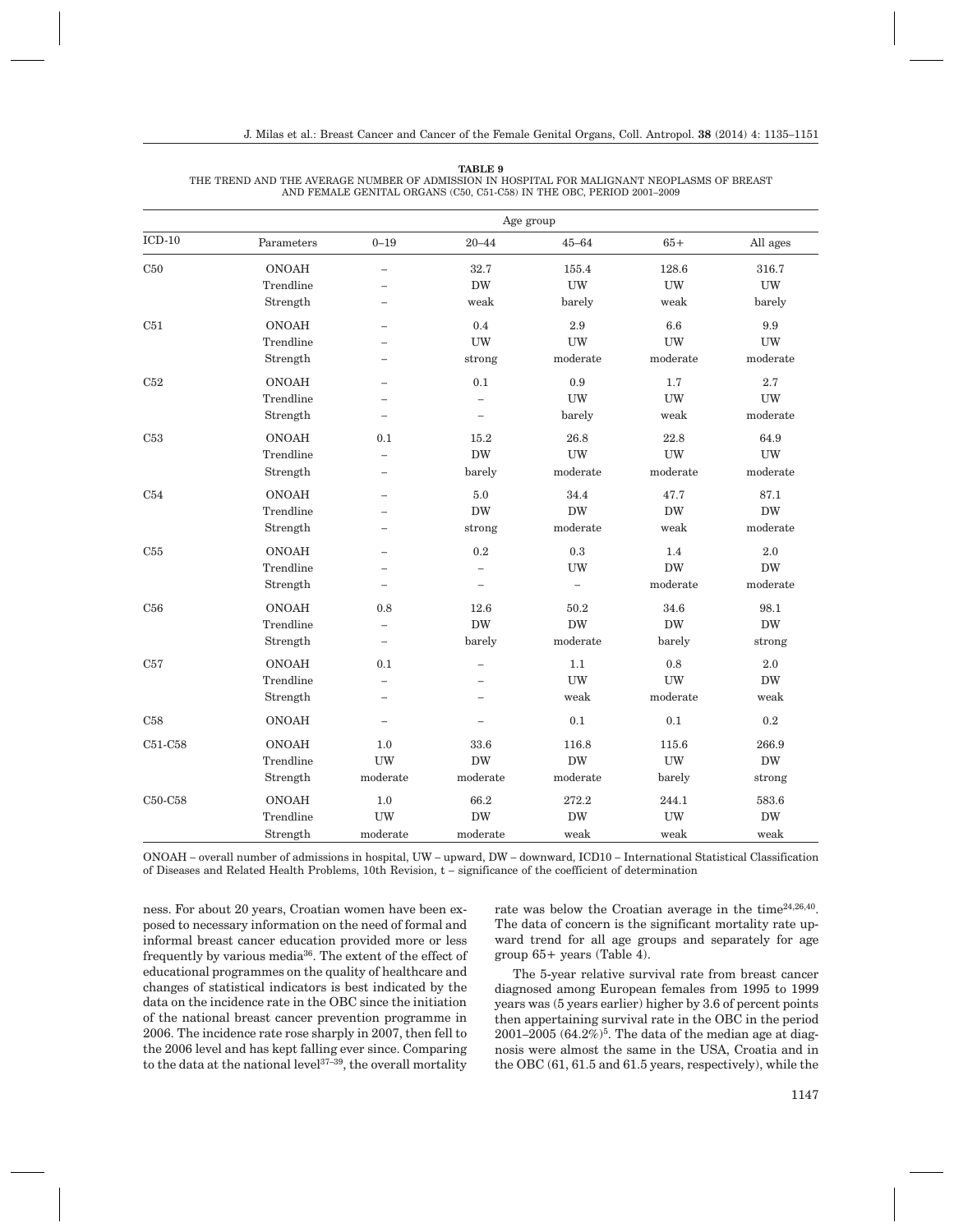**TABLE 9**
THE TREND AND THE AVERAGE NUMBER OF ADMISSION IN HOSPITAL FOR MALIGNANT NEOPLASMS OF BREAST AND FEMALE GENITAL ORGANS (C50, C51-C58) IN THE OBC, PERIOD 2001–2009

| ICD-10 | Parameters | Age group | | | | |
|---|---|---|---|---|---|---|
| | | 0–19 | 20–44 | 45–64 | 65+ | All ages |
| C50 | ONOAH | – | 32.7 | 155.4 | 128.6 | 316.7 |
| | Trendline | – | DW | UW | UW | UW |
| | Strength | – | weak | barely | weak | barely |
| C51 | ONOAH | – | 0.4 | 2.9 | 6.6 | 9.9 |
| | Trendline | – | UW | UW | UW | UW |
| | Strength | – | strong | moderate | moderate | moderate |
| C52 | ONOAH | – | 0.1 | 0.9 | 1.7 | 2.7 |
| | Trendline | – | – | UW | UW | UW |
| | Strength | – | – | barely | weak | moderate |
| C53 | ONOAH | 0.1 | 15.2 | 26.8 | 22.8 | 64.9 |
| | Trendline | – | DW | UW | UW | UW |
| | Strength | – | barely | moderate | moderate | moderate |
| C54 | ONOAH | – | 5.0 | 34.4 | 47.7 | 87.1 |
| | Trendline | – | DW | DW | DW | DW |
| | Strength | – | strong | moderate | weak | moderate |
| C55 | ONOAH | – | 0.2 | 0.3 | 1.4 | 2.0 |
| | Trendline | – | – | UW | DW | DW |
| | Strength | – | – | – | moderate | moderate |
| C56 | ONOAH | 0.8 | 12.6 | 50.2 | 34.6 | 98.1 |
| | Trendline | – | DW | DW | DW | DW |
| | Strength | – | barely | moderate | barely | strong |
| C57 | ONOAH | 0.1 | – | 1.1 | 0.8 | 2.0 |
| | Trendline | – | – | UW | UW | DW |
| | Strength | – | – | weak | moderate | weak |
| C58 | ONOAH | – | – | 0.1 | 0.1 | 0.2 |
| C51-C58 | ONOAH | 1.0 | 33.6 | 116.8 | 115.6 | 266.9 |
| | Trendline | UW | DW | DW | UW | DW |
| | Strength | moderate | moderate | moderate | barely | strong |
| C50-C58 | ONOAH | 1.0 | 66.2 | 272.2 | 244.1 | 583.6 |
| | Trendline | UW | DW | DW | UW | DW |
| | Strength | moderate | moderate | weak | weak | weak |

ONOAH – overall number of admissions in hospital, UW – upward, DW – downward, ICD10 – International Statistical Classification of Diseases and Related Health Problems, 10th Revision, t – significance of the coefficient of determination

ness. For about 20 years, Croatian women have been exposed to necessary information on the need of formal and informal breast cancer education provided more or less frequently by various media[36]. The extent of the effect of educational programmes on the quality of healthcare and changes of statistical indicators is best indicated by the data on the incidence rate in the OBC since the initiation of the national breast cancer prevention programme in 2006. The incidence rate rose sharply in 2007, then fell to the 2006 level and has kept falling ever since. Comparing to the data at the national level[37–39], the overall mortality rate was below the Croatian average in the time[24,26,40]. The data of concern is the significant mortality rate upward trend for all age groups and separately for age group 65+ years (Table 4).

The 5-year relative survival rate from breast cancer diagnosed among European females from 1995 to 1999 years was (5 years earlier) higher by 3.6 of percent points then appertaining survival rate in the OBC in the period 2001–2005 (64.2%)[5]. The data of the median age at diagnosis were almost the same in the USA, Croatia and in the OBC (61, 61.5 and 61.5 years, respectively), while the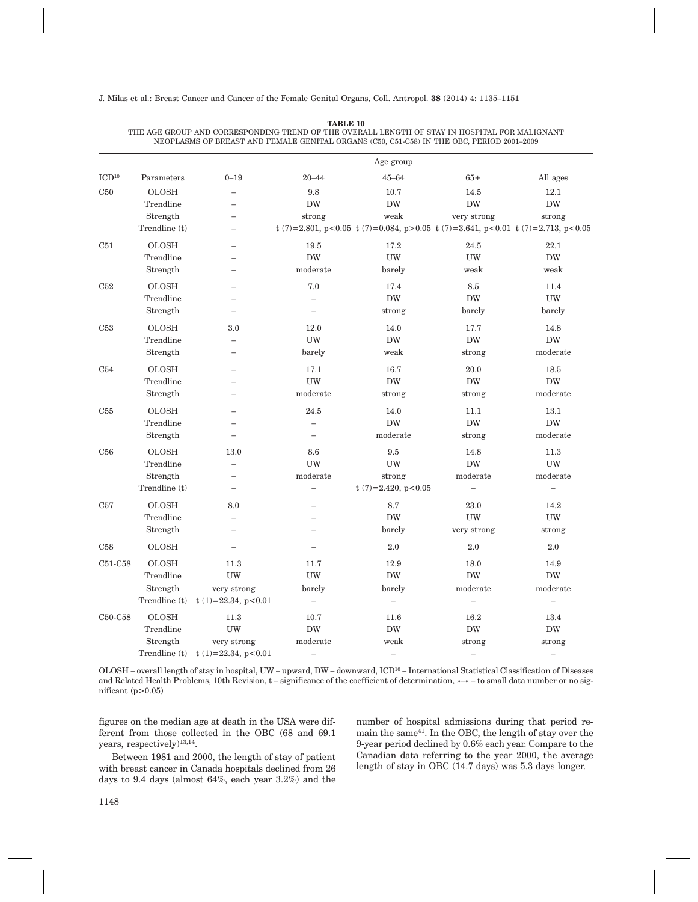**TABLE 10**
THE AGE GROUP AND CORRESPONDING TREND OF THE OVERALL LENGTH OF STAY IN HOSPITAL FOR MALIGNANT NEOPLASMS OF BREAST AND FEMALE GENITAL ORGANS (C50, C51-C58) IN THE OBC, PERIOD 2001–2009

| | | Age group | | | | |
|---|---|---|---|---|---|---|
| ICD[10] | Parameters | 0–19 | 20–44 | 45–64 | 65+ | All ages |
| C50 | OLOSH | – | 9.8 | 10.7 | 14.5 | 12.1 |
| | Trendline | – | DW | DW | DW | DW |
| | Strength | – | strong | weak | very strong | strong |
| | Trendline (t) | – | t (7)=2.801, $p<0.05$ | t (7)=0.084, $p>0.05$ | t (7)=3.641, $p<0.01$ | t (7)=2.713, $p<0.05$ |
| C51 | OLOSH | – | 19.5 | 17.2 | 24.5 | 22.1 |
| | Trendline | – | DW | UW | UW | DW |
| | Strength | – | moderate | barely | weak | weak |
| C52 | OLOSH | – | 7.0 | 17.4 | 8.5 | 11.4 |
| | Trendline | – | – | DW | DW | UW |
| | Strength | – | – | strong | barely | barely |
| C53 | OLOSH | 3.0 | 12.0 | 14.0 | 17.7 | 14.8 |
| | Trendline | – | UW | DW | DW | DW |
| | Strength | – | barely | weak | strong | moderate |
| C54 | OLOSH | – | 17.1 | 16.7 | 20.0 | 18.5 |
| | Trendline | – | UW | DW | DW | DW |
| | Strength | – | moderate | strong | strong | moderate |
| C55 | OLOSH | – | 24.5 | 14.0 | 11.1 | 13.1 |
| | Trendline | – | – | DW | DW | DW |
| | Strength | – | – | moderate | strong | moderate |
| C56 | OLOSH | 13.0 | 8.6 | 9.5 | 14.8 | 11.3 |
| | Trendline | – | UW | UW | DW | UW |
| | Strength | – | moderate | strong | moderate | moderate |
| | Trendline (t) | – | – | t (7)=2.420, $p<0.05$ | – | – |
| C57 | OLOSH | 8.0 | – | 8.7 | 23.0 | 14.2 |
| | Trendline | – | – | DW | UW | UW |
| | Strength | – | – | barely | very strong | strong |
| C58 | OLOSH | – | – | 2.0 | 2.0 | 2.0 |
| C51-C58 | OLOSH | 11.3 | 11.7 | 12.9 | 18.0 | 14.9 |
| | Trendline | UW | UW | DW | DW | DW |
| | Strength | very strong | barely | barely | moderate | moderate |
| | Trendline (t) | t (1)=22.34, $p<0.01$ | – | – | – | – |
| C50-C58 | OLOSH | 11.3 | 10.7 | 11.6 | 16.2 | 13.4 |
| | Trendline | UW | DW | DW | DW | DW |
| | Strength | very strong | moderate | weak | strong | strong |
| | Trendline (t) | t (1)=22.34, $p<0.01$ | – | – | – | – |

OLOSH – overall length of stay in hospital, UW – upward, DW – downward, ICD[10] – International Statistical Classification of Diseases and Related Health Problems, 10th Revision, t – significance of the coefficient of determination, »–« – to small data number or no significant ($p>0.05$)

figures on the median age at death in the USA were different from those collected in the OBC (68 and 69.1 years, respectively)[13,14].

Between 1981 and 2000, the length of stay of patient with breast cancer in Canada hospitals declined from 26 days to 9.4 days (almost 64%, each year 3.2%) and the number of hospital admissions during that period remain the same[41]. In the OBC, the length of stay over the 9-year period declined by 0.6% each year. Compare to the Canadian data referring to the year 2000, the average length of stay in OBC (14.7 days) was 5.3 days longer.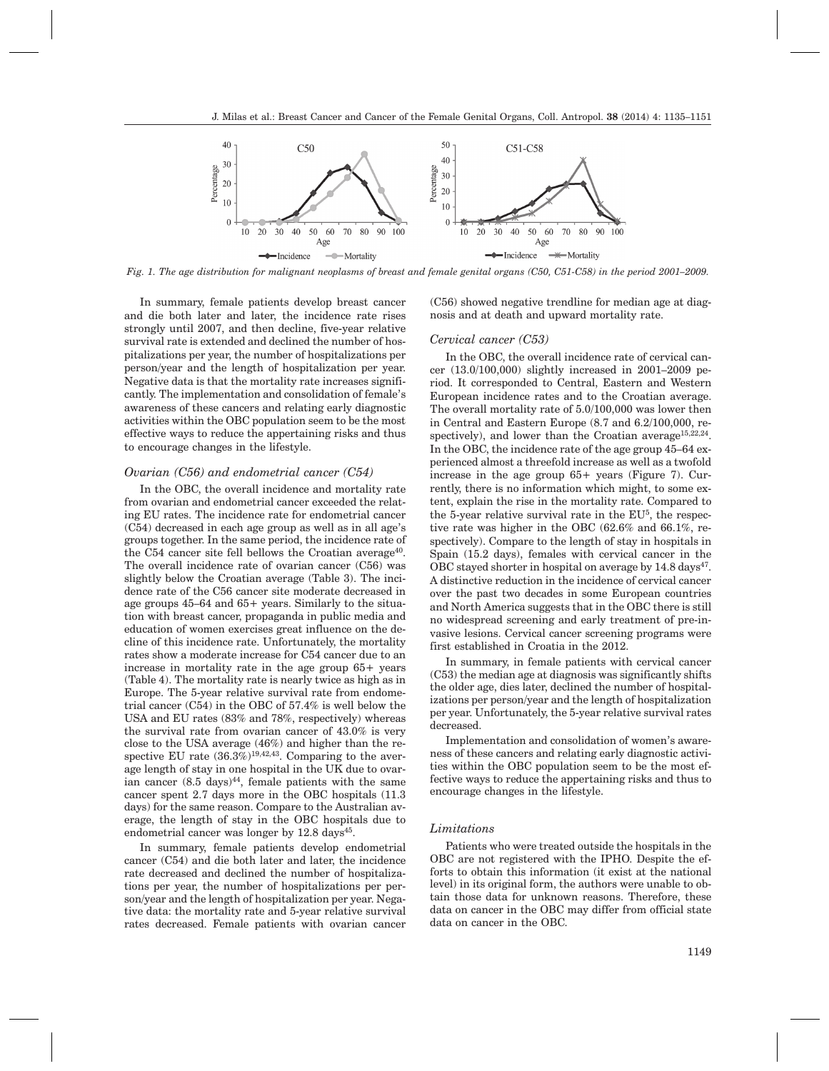C50

40
30
20
10
0

Percentage

10 20 30 40 50 60 70 80 90 100

Age

Incidence — Mortality

C51-C58

50
40
30
20
10
0

Percentage

10 20 30 40 50 60 70 80 90 100

Age

Incidence — Mortality

*Fig. 1. The age distribution for malignant neoplasms of breast and female genital organs (C50, C51-C58) in the period 2001–2009.*

In summary, female patients develop breast cancer and die both later and later, the incidence rate rises strongly until 2007, and then decline, five-year relative survival rate is extended and declined the number of hospitalizations per year, the number of hospitalizations per person/year and the length of hospitalization per year. Negative data is that the mortality rate increases significantly. The implementation and consolidation of female's awareness of these cancers and relating early diagnostic activities within the OBC population seem to be the most effective ways to reduce the appertaining risks and thus to encourage changes in the lifestyle.

### *Ovarian (C56) and endometrial cancer (C54)*

In the OBC, the overall incidence and mortality rate from ovarian and endometrial cancer exceeded the relating EU rates. The incidence rate for endometrial cancer (C54) decreased in each age group as well as in all age's groups together. In the same period, the incidence rate of the C54 cancer site fell bellows the Croatian average[40]. The overall incidence rate of ovarian cancer (C56) was slightly below the Croatian average (Table 3). The incidence rate of the C56 cancer site moderate decreased in age groups 45–64 and 65+ years. Similarly to the situation with breast cancer, propaganda in public media and education of women exercises great influence on the decline of this incidence rate. Unfortunately, the mortality rates show a moderate increase for C54 cancer due to an increase in mortality rate in the age group 65+ years (Table 4). The mortality rate is nearly twice as high as in Europe. The 5-year relative survival rate from endometrial cancer (C54) in the OBC of 57.4% is well below the USA and EU rates (83% and 78%, respectively) whereas the survival rate from ovarian cancer of 43.0% is very close to the USA average (46%) and higher than the respective EU rate (36.3%)[19,42,43]. Comparing to the average length of stay in one hospital in the UK due to ovarian cancer (8.5 days)[44], female patients with the same cancer spent 2.7 days more in the OBC hospitals (11.3 days) for the same reason. Compare to the Australian average, the length of stay in the OBC hospitals due to endometrial cancer was longer by 12.8 days[45].

In summary, female patients develop endometrial cancer (C54) and die both later and later, the incidence rate decreased and declined the number of hospitalizations per year, the number of hospitalizations per person/year and the length of hospitalization per year. Negative data: the mortality rate and 5-year relative survival rates decreased. Female patients with ovarian cancer (C56) showed negative trendline for median age at diagnosis and at death and upward mortality rate.

### *Cervical cancer (C53)*

In the OBC, the overall incidence rate of cervical cancer (13.0/100,000) slightly increased in 2001–2009 period. It corresponded to Central, Eastern and Western European incidence rates and to the Croatian average. The overall mortality rate of 5.0/100,000 was lower then in Central and Eastern Europe (8.7 and 6.2/100,000, respectively), and lower than the Croatian average[15,22,24]. In the OBC, the incidence rate of the age group 45–64 experienced almost a threefold increase as well as a twofold increase in the age group 65+ years (Figure 7). Currently, there is no information which might, to some extent, explain the rise in the mortality rate. Compared to the 5-year relative survival rate in the EU[5], the respective rate was higher in the OBC (62.6% and 66.1%, respectively). Compare to the length of stay in hospitals in Spain (15.2 days), females with cervical cancer in the OBC stayed shorter in hospital on average by 14.8 days[47]. A distinctive reduction in the incidence of cervical cancer over the past two decades in some European countries and North America suggests that in the OBC there is still no widespread screening and early treatment of pre-invasive lesions. Cervical cancer screening programs were first established in Croatia in the 2012.

In summary, in female patients with cervical cancer (C53) the median age at diagnosis was significantly shifts the older age, dies later, declined the number of hospitalizations per person/year and the length of hospitalization per year. Unfortunately, the 5-year relative survival rates decreased.

Implementation and consolidation of women's awareness of these cancers and relating early diagnostic activities within the OBC population seem to be the most effective ways to reduce the appertaining risks and thus to encourage changes in the lifestyle.

### *Limitations*

Patients who were treated outside the hospitals in the OBC are not registered with the IPHO. Despite the efforts to obtain this information (it exist at the national level) in its original form, the authors were unable to obtain those data for unknown reasons. Therefore, these data on cancer in the OBC may differ from official state data on cancer in the OBC.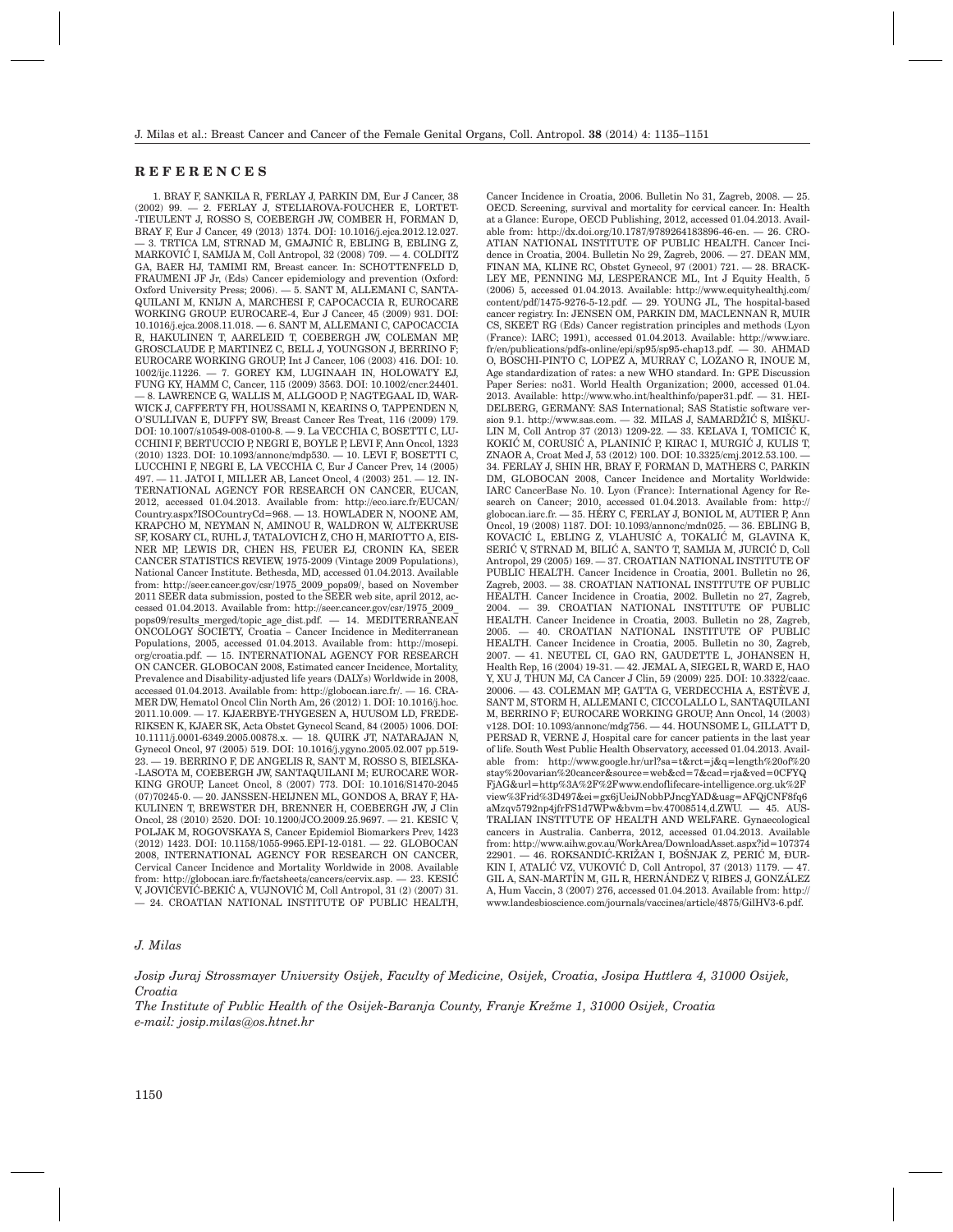## REFERENCES

1. BRAY F, SANKILA R, FERLAY J, PARKIN DM, Eur J Cancer, 38 (2002) 99. — 2. FERLAY J, STELIAROVA-FOUCHER E, LORTET-TIEULENT J, ROSSO S, COEBERGH JW, COMBER H, FORMAN D, BRAY F, Eur J Cancer, 49 (2013) 1374. DOI: 10.1016/j.ejca.2012.12.027. — 3. TRTICA LM, STRNAD M, GMAJNIĆ R, EBLING B, EBLING Z, MARKOVIĆ I, SAMIJA M, Coll Antropol, 32 (2008) 709. — 4. COLDITZ GA, BAER HJ, TAMIMI RM, Breast cancer. In: SCHOTTENFELD D, FRAUMENI JF Jr, (Eds) Cancer epidemiology and prevention (Oxford: Oxford University Press; 2006). — 5. SANT M, ALLEMANI C, SANTAQUILANI M, KNIJN A, MARCHESI F, CAPOCACCIA R, EUROCARE WORKING GROUP. EUROCARE-4, Eur J Cancer, 45 (2009) 931. DOI: 10.1016/j.ejca.2008.11.018. — 6. SANT M, ALLEMANI C, CAPOCACCIA R, HAKULINEN T, AARELEID T, COEBERGH JW, COLEMAN MP, GROSCLAUDE P, MARTINEZ C, BELL J, YOUNGSON J, BERRINO F; EUROCARE WORKING GROUP, Int J Cancer, 106 (2003) 416. DOI: 10.1002/ijc.11226. — 7. GOREY KM, LUGINAAH IN, HOLOWATY EJ, FUNG KY, HAMM C, Cancer, 115 (2009) 3563. DOI: 10.1002/cncr.24401. — 8. LAWRENCE G, WALLIS M, ALLGOOD P, NAGTEGAAL ID, WARWICK J, CAFFERTY FH, HOUSSAMI N, KEARINS O, TAPPENDEN N, O'SULLIVAN E, DUFFY SW, Breast Cancer Res Treat, 116 (2009) 179. DOI: 10.1007/s10549-008-0100-8. — 9. La VECCHIA C, BOSETTI C, LUCCHINI F, BERTUCCIO P, NEGRI E, BOYLE P, LEVI F, Ann Oncol, 1323 (2010) 1323. DOI: 10.1093/annonc/mdp530. — 10. LEVI F, BOSETTI C, LUCCHINI F, NEGRI E, LA VECCHIA C, Eur J Cancer Prev, 14 (2005) 497. — 11. JATOI I, MILLER AB, Lancet Oncol, 4 (2003) 251. — 12. INTERNATIONAL AGENCY FOR RESEARCH ON CANCER, EUCAN, 2012, accessed 01.04.2013. Available from: http://eco.iarc.fr/EUCAN/Country.aspx?ISOCountryCd=968. — 13. HOWLADER N, NOONE AM, KRAPCHO M, NEYMAN N, AMINOU R, WALDRON W, ALTEKRUSE SF, KOSARY CL, RUHL J, TATALOVICH Z, CHO H, MARIOTTO A, EISNER MP, LEWIS DR, CHEN HS, FEUER EJ, CRONIN KA, SEER CANCER STATISTICS REVIEW, 1975-2009 (Vintage 2009 Populations), National Cancer Institute. Bethesda, MD, accessed 01.04.2013. Available from: http://seer.cancer.gov/csr/1975_2009_pops09/, based on November 2011 SEER data submission, posted to the SEER web site, april 2012, accessed 01.04.2013. Available from: http://seer.cancer.gov/csr/1975_2009_pops09/results_merged/topic_age_dist.pdf. — 14. MEDITERRANEAN ONCOLOGY SOCIETY, Croatia – Cancer Incidence in Mediterranean Populations, 2005, accessed 01.04.2013. Available from: http://mosepi.org/croatia.pdf. — 15. INTERNATIONAL AGENCY FOR RESEARCH ON CANCER. GLOBOCAN 2008, Estimated cancer Incidence, Mortality, Prevalence and Disability-adjusted life years (DALYs) Worldwide in 2008, accessed 01.04.2013. Available from: http://globocan.iarc.fr/. — 16. CRAMER DW, Hematol Oncol Clin North Am, 26 (2012) 1. DOI: 10.1016/j.hoc.2011.10.009. — 17. KJAERBYE-THYGESEN A, HUUSOM LD, FREDERIKSEN K, KJAER SK, Acta Obstet Gynecol Scand, 84 (2005) 1006. DOI: 10.1111/j.0001-6349.2005.00878.x. — 18. QUIRK JT, NATARAJAN N, Gynecol Oncol, 97 (2005) 519. DOI: 10.1016/j.ygyno.2005.02.007 pp.519-23. — 19. BERRINO F, DE ANGELIS R, SANT M, ROSSO S, BIELSKA-LASOTA M, COEBERGH JW, SANTAQUILANI M; EUROCARE WORKING GROUP, Lancet Oncol, 8 (2007) 773. DOI: 10.1016/S1470-2045(07)70245-0. — 20. JANSSEN-HEIJNEN ML, GONDOS A, BRAY F, HAKULINEN T, BREWSTER DH, BRENNER H, COEBERGH JW, J Clin Oncol, 28 (2010) 2520. DOI: 10.1200/JCO.2009.25.9697. — 21. KESIC V, POLJAK M, ROGOVSKAYA S, Cancer Epidemiol Biomarkers Prev, 1423 (2012) 1423. DOI: 10.1158/1055-9965.EPI-12-0181. — 22. GLOBOCAN 2008, INTERNATIONAL AGENCY FOR RESEARCH ON CANCER, Cervical Cancer Incidence and Mortality Worldwide in 2008. Available from: http://globocan.iarc.fr/factsheets/cancers/cervix.asp. — 23. KESIĆ V, JOVIĆEVIĆ-BEKIĆ A, VUJNOVIĆ M, Coll Antropol, 31 (2) (2007) 31. — 24. CROATIAN NATIONAL INSTITUTE OF PUBLIC HEALTH, Cancer Incidence in Croatia, 2006. Bulletin No 31, Zagreb, 2008. — 25. OECD. Screening, survival and mortality for cervical cancer. In: Health at a Glance: Europe, OECD Publishing, 2012, accessed 01.04.2013. Available from: http://dx.doi.org/10.1787/9789264183896-46-en. — 26. CROATIAN NATIONAL INSTITUTE OF PUBLIC HEALTH. Cancer Incidence in Croatia, 2004. Bulletin No 29, Zagreb, 2006. — 27. DEAN MM, FINAN MA, KLINE RC, Obstet Gynecol, 97 (2001) 721. — 28. BRACKLEY ME, PENNING MJ, LESPERANCE ML, Int J Equity Health, 5 (2006) 5, accessed 01.04.2013. Available: http://www.equityhealthj.com/content/pdf/1475-9276-5-12.pdf. — 29. YOUNG JL, The hospital-based cancer registry. In: JENSEN OM, PARKIN DM, MACLENNAN R, MUIR CS, SKEET RG (Eds) Cancer registration principles and methods (Lyon (France): IARC; 1991), accessed 01.04.2013. Available: http://www.iarc.fr/en/publications/pdfs-online/epi/sp95/sp95-chap13.pdf. — 30. AHMAD O, BOSCHI-PINTO C, LOPEZ A, MURRAY C, LOZANO R, INOUE M, Age standardization of rates: a new WHO standard. In: GPE Discussion Paper Series: no31. World Health Organization; 2000, accessed 01.04.2013. Available: http://www.who.int/healthinfo/paper31.pdf. — 31. HEIDELBERG, GERMANY: SAS International; SAS Statistic software version 9.1. http://www.sas.com. — 32. MILAS J, SAMARDŽIĆ S, MIŠKULIN M, Coll Antrop 37 (2013) 1209-22. — 33. KELAVA I, TOMICIĆ K, KOKIĆ M, CORUSIĆ A, PLANINIĆ P, KIRAC I, MURGIĆ J, KULIS T, ZNAOR A, Croat Med J, 53 (2012) 100. DOI: 10.3325/cmj.2012.53.100. — 34. FERLAY J, SHIN HR, BRAY F, FORMAN D, MATHERS C, PARKIN DM, GLOBOCAN 2008, Cancer Incidence and Mortality Worldwide: IARC CancerBase No. 10. Lyon (France): International Agency for Research on Cancer; 2010, accessed 01.04.2013. Available from: http://globocan.iarc.fr. — 35. HÉRY C, FERLAY J, BONIOL M, AUTIER P, Ann Oncol, 19 (2008) 1187. DOI: 10.1093/annonc/mdn025. — 36. EBLING B, KOVACIĆ L, EBLING Z, VLAHUSIĆ A, TOKALIĆ M, GLAVINA K, SERIĆ V, STRNAD M, BILIĆ A, SANTO T, SAMIJA M, JURCIĆ D, Coll Antropol, 29 (2005) 169. — 37. CROATIAN NATIONAL INSTITUTE OF PUBLIC HEALTH. Cancer Incidence in Croatia, 2001. Bulletin no 26, Zagreb, 2003. — 38. CROATIAN NATIONAL INSTITUTE OF PUBLIC HEALTH. Cancer Incidence in Croatia, 2002. Bulletin no 27, Zagreb, 2004. — 39. CROATIAN NATIONAL INSTITUTE OF PUBLIC HEALTH. Cancer Incidence in Croatia, 2003. Bulletin no 28, Zagreb, 2005. — 40. CROATIAN NATIONAL INSTITUTE OF PUBLIC HEALTH. Cancer Incidence in Croatia, 2005. Bulletin no 30, Zagreb, 2007. — 41. NEUTEL CI, GAO RN, GAUDETTE L, JOHANSEN H, Health Rep, 16 (2004) 19-31. — 42. JEMAL A, SIEGEL R, WARD E, HAO Y, XU J, THUN MJ, CA Cancer J Clin, 59 (2009) 225. DOI: 10.3322/caac.20006. — 43. COLEMAN MP, GATTA G, VERDECCHIA A, ESTÈVE J, SANT M, STORM H, ALLEMANI C, CICCOLALLO L, SANTAQUILANI M, BERRINO F; EUROCARE WORKING GROUP, Ann Oncol, 14 (2003) v128. DOI: 10.1093/annonc/mdg756. — 44. HOUNSOME L, GILLATT D, PERSAD R, VERNE J, Hospital care for cancer patients in the last year of life. South West Public Health Observatory, accessed 01.04.2013. Available from: http://www.google.hr/url?sa=t&rct=j&q=length%20of%20stay%20ovarian%20cancer&source=web&cd=7&cad=rja&ved=0CFYQFjAG&url=http%3A%2F%2Fwww.endoflifecare-intelligence.org.uk%2Fview%3Frid%3D497&ei=gx6jUeiJNobbPJncgYAD&usg=AFQjCNF8fq6aMzqv5792np4jfrFS1d7WPw&bvm=bv.47008514,d.ZWU. — 45. AUSTRALIAN INSTITUTE OF HEALTH AND WELFARE. Gynaecological cancers in Australia. Canberra, 2012, accessed 01.04.2013. Available from: http://www.aihw.gov.au/WorkArea/DownloadAsset.aspx?id=10737422901. — 46. ROKSANDIĆ-KRIŽAN I, BOŠNJAK Z, PERIĆ M, ĐURKIN I, ATALIĆ VZ, VUKOVIĆ D, Coll Antropol, 37 (2013) 1179. — 47. GIL A, SAN-MARTÍN M, GIL R, HERNÁNDEZ V, RIBES J, GONZÁLEZ A, Hum Vaccin, 3 (2007) 276, accessed 01.04.2013. Available from: http://www.landesbioscience.com/journals/vaccines/article/4875/GilHV3-6.pdf.

*J. Milas*

*Josip Juraj Strossmayer University Osijek, Faculty of Medicine, Osijek, Croatia, Josipa Huttlera 4, 31000 Osijek, Croatia*

*The Institute of Public Health of the Osijek-Baranja County, Franje Krežme 1, 31000 Osijek, Croatia*

*e-mail: josip.milas@os.htnet.hr*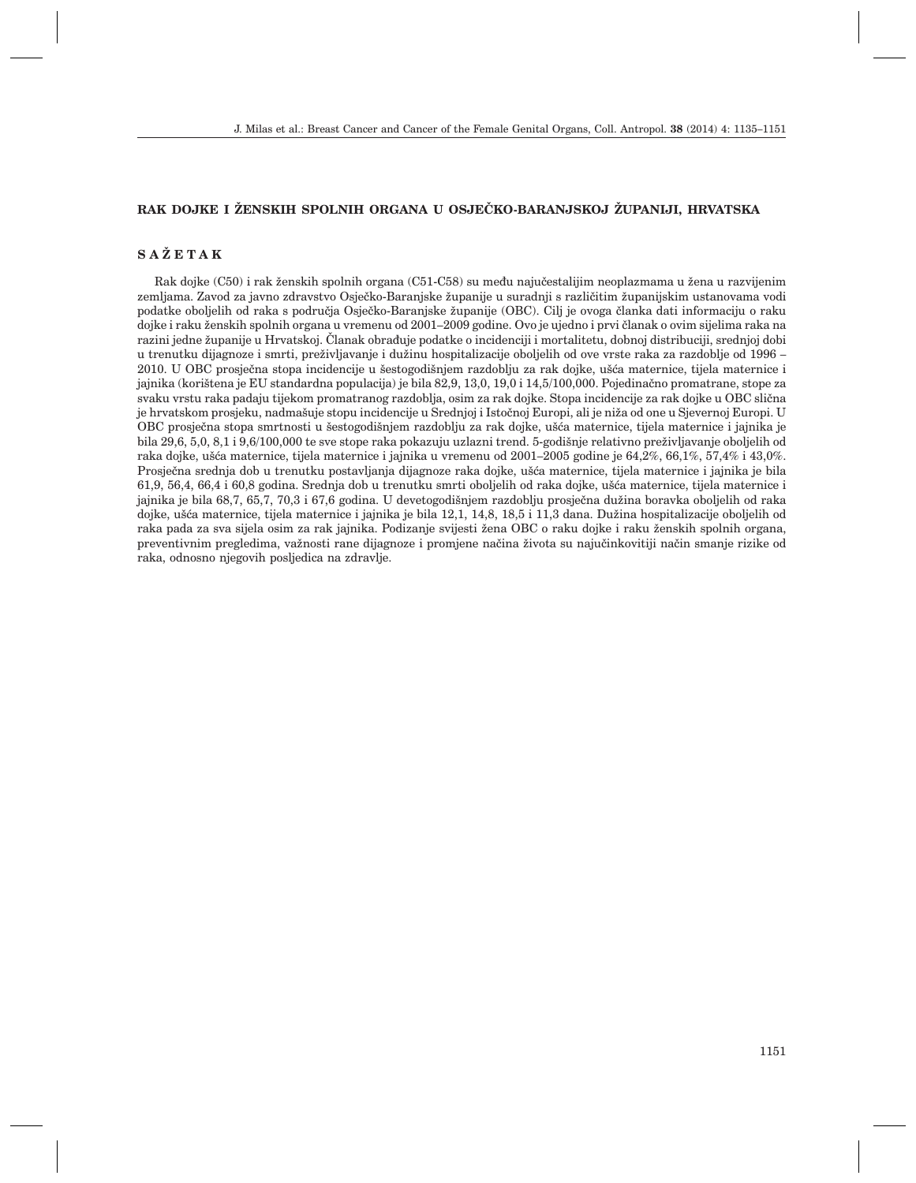## RAK DOJKE I ŽENSKIH SPOLNIH ORGANA U OSJEČKO-BARANJSKOJ ŽUPANIJI, HRVATSKA

### SAŽETAK

Rak dojke (C50) i rak ženskih spolnih organa (C51-C58) su među najučestalijim neoplazmama u žena u razvijenim zemljama. Zavod za javno zdravstvo Osječko-Baranjske županije u suradnji s različitim županijskim ustanovama vodi podatke oboljelih od raka s područja Osječko-Baranjske županije (OBC). Cilj je ovoga članka dati informaciju o raku dojke i raku ženskih spolnih organa u vremenu od 2001–2009 godine. Ovo je ujedno i prvi članak o ovim sijelima raka na razini jedne županije u Hrvatskoj. Članak obrađuje podatke o incidenciji i mortalitetu, dobnoj distribuciji, srednjoj dobi u trenutku dijagnoze i smrti, preživljavanje i dužinu hospitalizacije oboljelih od ove vrste raka za razdoblje od 1996 – 2010. U OBC prosječna stopa incidencije u šestogodišnjem razdoblju za rak dojke, ušća maternice, tijela maternice i jajnika (korištena je EU standardna populacija) je bila 82,9, 13,0, 19,0 i 14,5/100,000. Pojedinačno promatrane, stope za svaku vrstu raka padaju tijekom promatranog razdoblja, osim za rak dojke. Stopa incidencije za rak dojke u OBC slična je hrvatskom prosjeku, nadmašuje stopu incidencije u Srednjoj i Istočnoj Europi, ali je niža od one u Sjevernoj Europi. U OBC prosječna stopa smrtnosti u šestogodišnjem razdoblju za rak dojke, ušća maternice, tijela maternice i jajnika je bila 29,6, 5,0, 8,1 i 9,6/100,000 te sve stope raka pokazuju uzlazni trend. 5-godišnje relativno preživljavanje oboljelih od raka dojke, ušća maternice, tijela maternice i jajnika u vremenu od 2001–2005 godine je 64,2%, 66,1%, 57,4% i 43,0%. Prosječna srednja dob u trenutku postavljanja dijagnoze raka dojke, ušća maternice, tijela maternice i jajnika je bila 61,9, 56,4, 66,4 i 60,8 godina. Srednja dob u trenutku smrti oboljelih od raka dojke, ušća maternice, tijela maternice i jajnika je bila 68,7, 65,7, 70,3 i 67,6 godina. U devetogodišnjem razdoblju prosječna dužina boravka oboljelih od raka dojke, ušća maternice, tijela maternice i jajnika je bila 12,1, 14,8, 18,5 i 11,3 dana. Dužina hospitalizacije oboljelih od raka pada za sva sijela osim za rak jajnika. Podizanje svijesti žena OBC o raku dojke i raku ženskih spolnih organa, preventivnim pregledima, važnosti rane dijagnoze i promjene načina života su najučinkovitiji način smanje rizike od raka, odnosno njegovih posljedica na zdravlje.